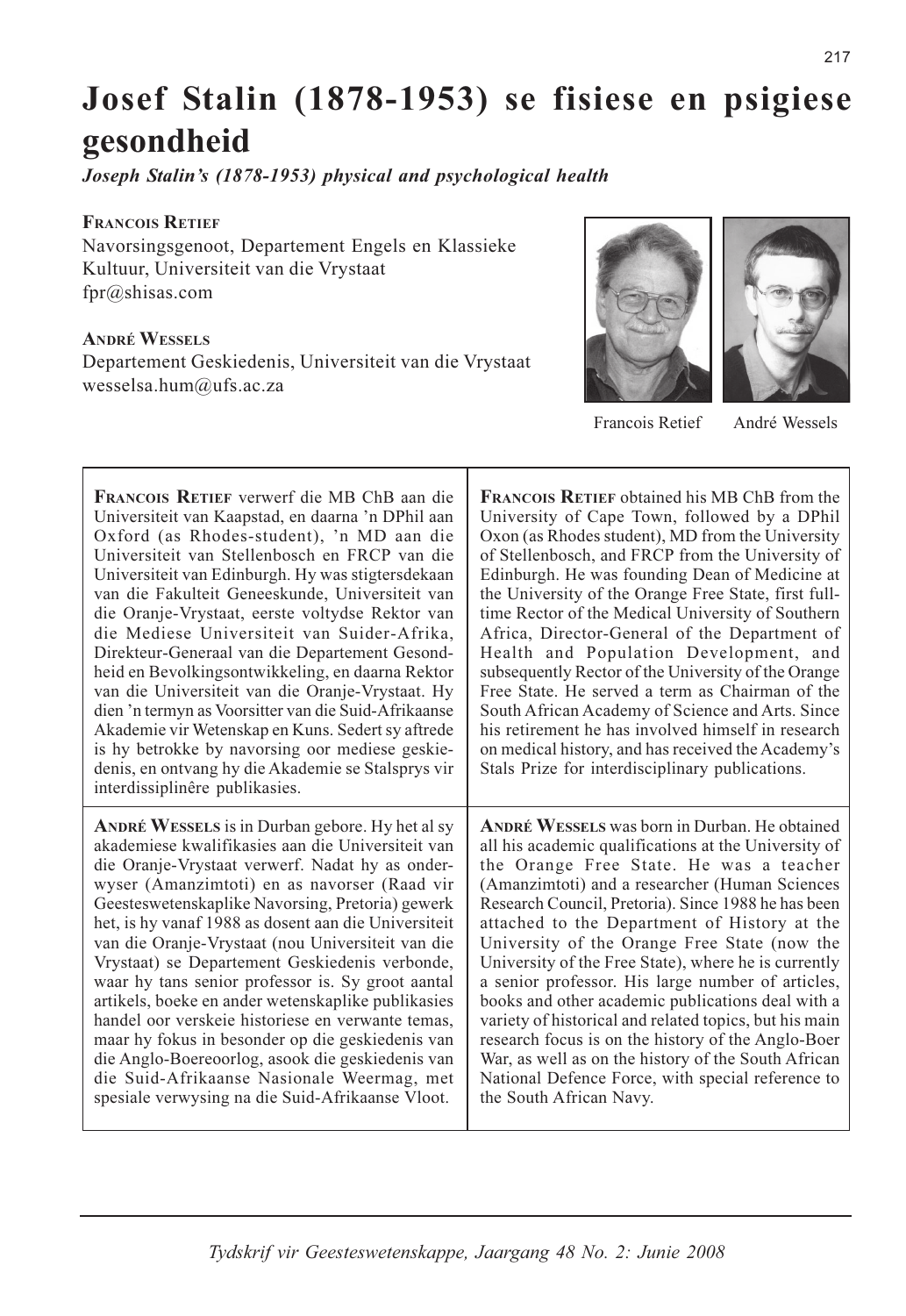# Josef Stalin (1878-1953) se fisiese en psigiese gesondheid

***Joseph Stalin's (1878-1953) physical and psychological health***

**Francois Retief**
Navorsingsgenoot, Departement Engels en Klassieke Kultuur, Universiteit van die Vrystaat
fpr@shisas.com

**André Wessels**
Departement Geskiedenis, Universiteit van die Vrystaat
wesselsa.hum@ufs.ac.za

Francois Retief André Wessels

**Francois Retief** verwerf die MB ChB aan die Universiteit van Kaapstad, en daarna 'n DPhil aan Oxford (as Rhodes-student), 'n MD aan die Universiteit van Stellenbosch en FRCP van die Universiteit van Edinburgh. Hy was stigtersdekaan van die Fakulteit Geneeskunde, Universiteit van die Oranje-Vrystaat, eerste voltydse Rektor van die Mediese Universiteit van Suider-Afrika, Direkteur-Generaal van die Departement Gesondheid en Bevolkingsontwikkeling, en daarna Rektor van die Universiteit van die Oranje-Vrystaat. Hy dien 'n termyn as Voorsitter van die Suid-Afrikaanse Akademie vir Wetenskap en Kuns. Sedert sy aftrede is hy betrokke by navorsing oor mediese geskiedenis, en ontvang hy die Akademie se Stalsprys vir interdissiplinêre publikasies.

**Francois Retief** obtained his MB ChB from the University of Cape Town, followed by a DPhil Oxon (as Rhodes student), MD from the University of Stellenbosch, and FRCP from the University of Edinburgh. He was founding Dean of Medicine at the University of the Orange Free State, first full-time Rector of the Medical University of Southern Africa, Director-General of the Department of Health and Population Development, and subsequently Rector of the University of the Orange Free State. He served a term as Chairman of the South African Academy of Science and Arts. Since his retirement he has involved himself in research on medical history, and has received the Academy's Stals Prize for interdisciplinary publications.

**André Wessels** is in Durban gebore. Hy het al sy akademiese kwalifikasies aan die Universiteit van die Oranje-Vrystaat verwerf. Nadat hy as onderwyser (Amanzimtoti) en as navorser (Raad vir Geesteswetenskaplike Navorsing, Pretoria) gewerk het, is hy vanaf 1988 as dosent aan die Universiteit van die Oranje-Vrystaat (nou Universiteit van die Vrystaat) se Departement Geskiedenis verbonde, waar hy tans senior professor is. Sy groot aantal artikels, boeke en ander wetenskaplike publikasies handel oor verskeie historiese en verwante temas, maar hy fokus in besonder op die geskiedenis van die Anglo-Boereoorlog, asook die geskiedenis van die Suid-Afrikaanse Nasionale Weermag, met spesiale verwysing na die Suid-Afrikaanse Vloot.

**André Wessels** was born in Durban. He obtained all his academic qualifications at the University of the Orange Free State. He was a teacher (Amanzimtoti) and a researcher (Human Sciences Research Council, Pretoria). Since 1988 he has been attached to the Department of History at the University of the Orange Free State (now the University of the Free State), where he is currently a senior professor. His large number of articles, books and other academic publications deal with a variety of historical and related topics, but his main research focus is on the history of the Anglo-Boer War, as well as on the history of the South African National Defence Force, with special reference to the South African Navy.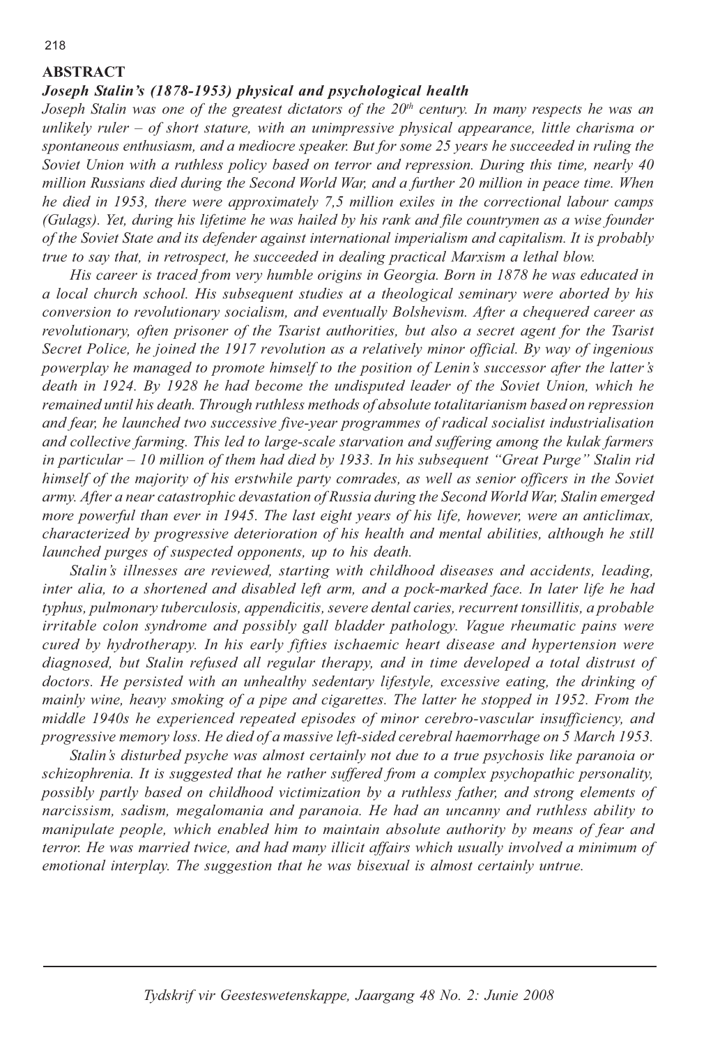## ABSTRACT

### *Joseph Stalin's (1878-1953) physical and psychological health*

*Joseph Stalin was one of the greatest dictators of the 20th century. In many respects he was an unlikely ruler – of short stature, with an unimpressive physical appearance, little charisma or spontaneous enthusiasm, and a mediocre speaker. But for some 25 years he succeeded in ruling the Soviet Union with a ruthless policy based on terror and repression. During this time, nearly 40 million Russians died during the Second World War, and a further 20 million in peace time. When he died in 1953, there were approximately 7,5 million exiles in the correctional labour camps (Gulags). Yet, during his lifetime he was hailed by his rank and file countrymen as a wise founder of the Soviet State and its defender against international imperialism and capitalism. It is probably true to say that, in retrospect, he succeeded in dealing practical Marxism a lethal blow.*

*His career is traced from very humble origins in Georgia. Born in 1878 he was educated in a local church school. His subsequent studies at a theological seminary were aborted by his conversion to revolutionary socialism, and eventually Bolshevism. After a chequered career as revolutionary, often prisoner of the Tsarist authorities, but also a secret agent for the Tsarist Secret Police, he joined the 1917 revolution as a relatively minor official. By way of ingenious powerplay he managed to promote himself to the position of Lenin's successor after the latter's death in 1924. By 1928 he had become the undisputed leader of the Soviet Union, which he remained until his death. Through ruthless methods of absolute totalitarianism based on repression and fear, he launched two successive five-year programmes of radical socialist industrialisation and collective farming. This led to large-scale starvation and suffering among the kulak farmers in particular – 10 million of them had died by 1933. In his subsequent "Great Purge" Stalin rid himself of the majority of his erstwhile party comrades, as well as senior officers in the Soviet army. After a near catastrophic devastation of Russia during the Second World War, Stalin emerged more powerful than ever in 1945. The last eight years of his life, however, were an anticlimax, characterized by progressive deterioration of his health and mental abilities, although he still launched purges of suspected opponents, up to his death.*

*Stalin's illnesses are reviewed, starting with childhood diseases and accidents, leading, inter alia, to a shortened and disabled left arm, and a pock-marked face. In later life he had typhus, pulmonary tuberculosis, appendicitis, severe dental caries, recurrent tonsillitis, a probable irritable colon syndrome and possibly gall bladder pathology. Vague rheumatic pains were cured by hydrotherapy. In his early fifties ischaemic heart disease and hypertension were diagnosed, but Stalin refused all regular therapy, and in time developed a total distrust of doctors. He persisted with an unhealthy sedentary lifestyle, excessive eating, the drinking of mainly wine, heavy smoking of a pipe and cigarettes. The latter he stopped in 1952. From the middle 1940s he experienced repeated episodes of minor cerebro-vascular insufficiency, and progressive memory loss. He died of a massive left-sided cerebral haemorrhage on 5 March 1953.*

*Stalin's disturbed psyche was almost certainly not due to a true psychosis like paranoia or schizophrenia. It is suggested that he rather suffered from a complex psychopathic personality, possibly partly based on childhood victimization by a ruthless father, and strong elements of narcissism, sadism, megalomania and paranoia. He had an uncanny and ruthless ability to manipulate people, which enabled him to maintain absolute authority by means of fear and terror. He was married twice, and had many illicit affairs which usually involved a minimum of emotional interplay. The suggestion that he was bisexual is almost certainly untrue.*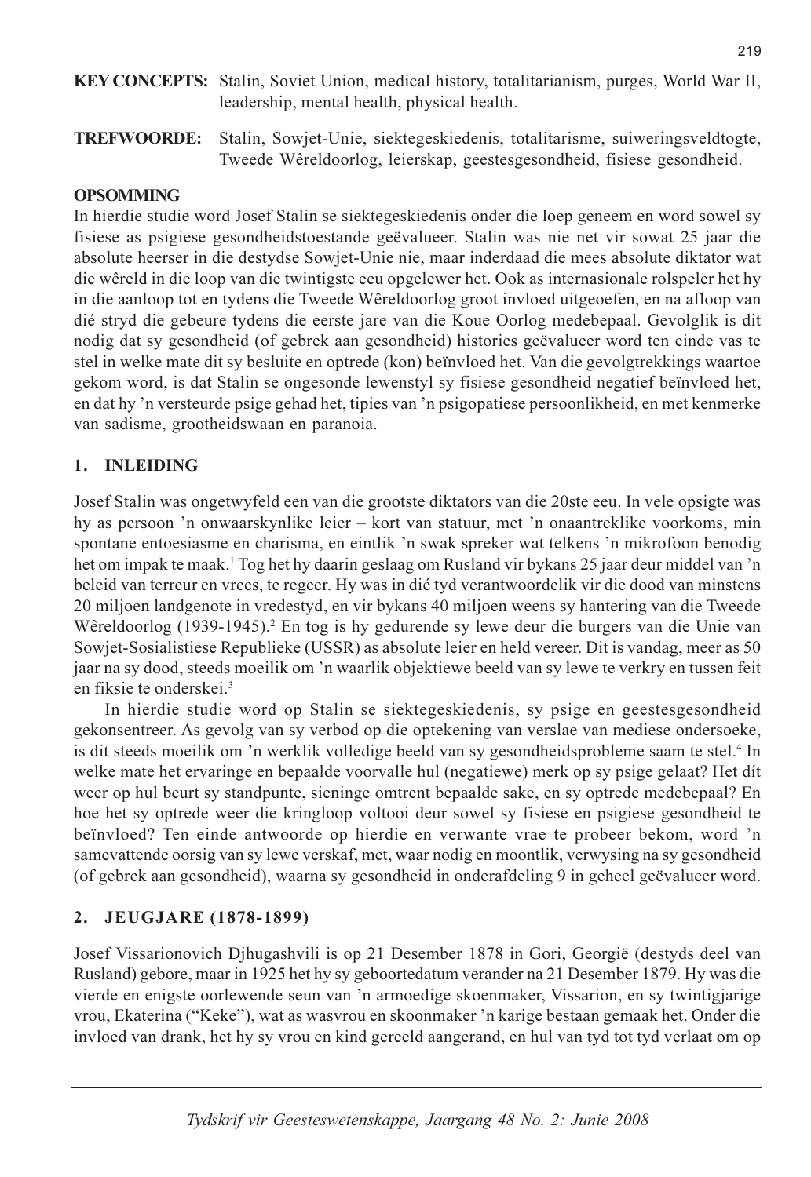**KEY CONCEPTS:** Stalin, Soviet Union, medical history, totalitarianism, purges, World War II, leadership, mental health, physical health.

**TREFWOORDE:** Stalin, Sowjet-Unie, siektegeskiedenis, totalitarisme, suiweringsveldtogte, Tweede Wêreldoorlog, leierskap, geestesgesondheid, fisiese gesondheid.

**OPSOMMING**

In hierdie studie word Josef Stalin se siektegeskiedenis onder die loep geneem en word sowel sy fisiese as psigiese gesondheidstoestande geëvalueer. Stalin was nie net vir sowat 25 jaar die absolute heerser in die destydse Sowjet-Unie nie, maar inderdaad die mees absolute diktator wat die wêreld in die loop van die twintigste eeu opgelewer het. Ook as internasionale rolspeler het hy in die aanloop tot en tydens die Tweede Wêreldoorlog groot invloed uitgeoefen, en na afloop van dié stryd die gebeure tydens die eerste jare van die Koue Oorlog medebepaal. Gevolglik is dit nodig dat sy gesondheid (of gebrek aan gesondheid) histories geëvalueer word ten einde vas te stel in welke mate dit sy besluite en optrede (kon) beïnvloed het. Van die gevolgtrekkings waartoe gekom word, is dat Stalin se ongesonde lewenstyl sy fisiese gesondheid negatief beïnvloed het, en dat hy 'n versteurde psige gehad het, tipies van 'n psigopatiese persoonlikheid, en met kenmerke van sadisme, grootheidswaan en paranoia.

## 1. INLEIDING

Josef Stalin was ongetwyfeld een van die grootste diktators van die 20ste eeu. In vele opsigte was hy as persoon 'n onwaarskynlike leier – kort van statuur, met 'n onaantreklike voorkoms, min spontane entoesiasme en charisma, en eintlik 'n swak spreker wat telkens 'n mikrofoon benodig het om impak te maak.[1] Tog het hy daarin geslaag om Rusland vir bykans 25 jaar deur middel van 'n beleid van terreur en vrees, te regeer. Hy was in dié tyd verantwoordelik vir die dood van minstens 20 miljoen landgenote in vredestyd, en vir bykans 40 miljoen weens sy hantering van die Tweede Wêreldoorlog (1939-1945).[2] En tog is hy gedurende sy lewe deur die burgers van die Unie van Sowjet-Sosialistiese Republieke (USSR) as absolute leier en held vereer. Dit is vandag, meer as 50 jaar na sy dood, steeds moeilik om 'n waarlik objektiewe beeld van sy lewe te verkry en tussen feit en fiksie te onderskei.[3]

In hierdie studie word op Stalin se siektegeskiedenis, sy psige en geestesgesondheid gekonsentreer. As gevolg van sy verbod op die optekening van verslae van mediese ondersoeke, is dit steeds moeilik om 'n werklik volledige beeld van sy gesondheidsprobleme saam te stel.[4] In welke mate het ervaringe en bepaalde voorvalle hul (negatiewe) merk op sy psige gelaat? Het dít weer op hul beurt sy standpunte, sieninge omtrent bepaalde sake, en sy optrede medebepaal? En hoe het sy optrede weer die kringloop voltooi deur sowel sy fisiese en psigiese gesondheid te beïnvloed? Ten einde antwoorde op hierdie en verwante vrae te probeer bekom, word 'n samevattende oorsig van sy lewe verskaf, met, waar nodig en moontlik, verwysing na sy gesondheid (of gebrek aan gesondheid), waarna sy gesondheid in onderafdeling 9 in geheel geëvalueer word.

## 2. JEUGJARE (1878-1899)

Josef Vissarionovich Djhugashvili is op 21 Desember 1878 in Gori, Georgië (destyds deel van Rusland) gebore, maar in 1925 het hy sy geboortedatum verander na 21 Desember 1879. Hy was die vierde en enigste oorlewende seun van 'n armoedige skoenmaker, Vissarion, en sy twintigjarige vrou, Ekaterina ("Keke"), wat as wasvrou en skoonmaker 'n karige bestaan gemaak het. Onder die invloed van drank, het hy sy vrou en kind gereeld aangerand, en hul van tyd tot tyd verlaat om op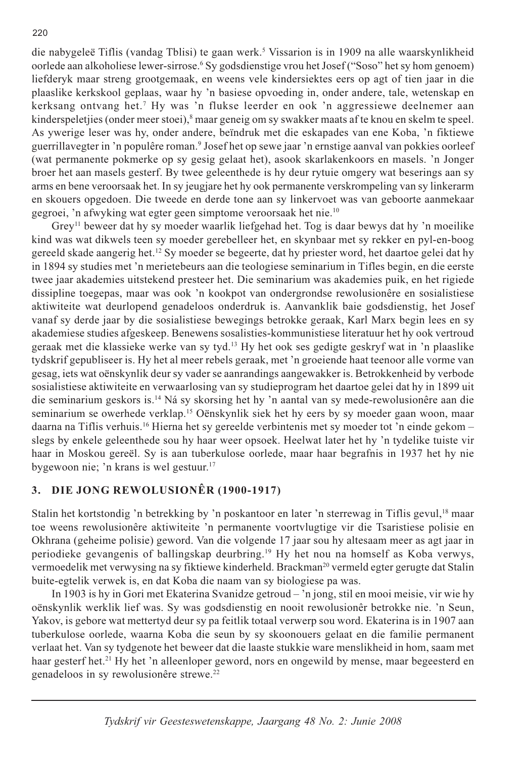die nabygeleë Tiflis (vandag Tblisi) te gaan werk.[5] Vissarion is in 1909 na alle waarskynlikheid oorlede aan alkoholiese lewer-sirrose.[6] Sy godsdienstige vrou het Josef ("Soso" het sy hom genoem) liefderyk maar streng grootgemaak, en weens vele kindersiektes eers op agt of tien jaar in die plaaslike kerkskool geplaas, waar hy 'n basiese opvoeding in, onder andere, tale, wetenskap en kerksang ontvang het.[7] Hy was 'n flukse leerder en ook 'n aggressiewe deelnemer aan kinderspeletjies (onder meer stoei),[8] maar geneig om sy swakker maats af te knou en skelm te speel. As ywerige leser was hy, onder andere, beïndruk met die eskapades van ene Koba, 'n fiktiewe guerrillavegter in 'n populêre roman.[9] Josef het op sewe jaar 'n ernstige aanval van pokkies oorleef (wat permanente pokmerke op sy gesig gelaat het), asook skarlakenkoors en masels. 'n Jonger broer het aan masels gesterf. By twee geleenthede is hy deur rytuie omgery wat beserings aan sy arms en bene veroorsaak het. In sy jeugjare het hy ook permanente verskrompeling van sy linkerarm en skouers opgedoen. Die tweede en derde tone aan sy linkervoet was van geboorte aanmekaar gegroei, 'n afwyking wat egter geen simptome veroorsaak het nie.[10]

Grey[11] beweer dat hy sy moeder waarlik liefgehad het. Tog is daar bewys dat hy 'n moeilike kind was wat dikwels teen sy moeder gerebelleer het, en skynbaar met sy rekker en pyl-en-boog gereeld skade aangerig het.[12] Sy moeder se begeerte, dat hy priester word, het daartoe gelei dat hy in 1894 sy studies met 'n merietebeurs aan die teologiese seminarium in Tifles begin, en die eerste twee jaar akademies uitstekend presteer het. Die seminarium was akademies puik, en het rigiede dissipline toegepas, maar was ook 'n kookpot van ondergrondse rewolusionêre en sosialistiese aktiwiteite wat deurlopend genadeloos onderdruk is. Aanvanklik baie godsdienstig, het Josef vanaf sy derde jaar by die sosialistiese bewegings betrokke geraak, Karl Marx begin lees en sy akademiese studies afgeskeep. Benewens sosalisties-kommunistiese literatuur het hy ook vertroud geraak met die klassieke werke van sy tyd.[13] Hy het ook ses gedigte geskryf wat in 'n plaaslike tydskrif gepubliseer is. Hy het al meer rebels geraak, met 'n groeiende haat teenoor alle vorme van gesag, iets wat oënskynlik deur sy vader se aanrandings aangewakker is. Betrokkenheid by verbode sosialistiese aktiwiteite en verwaarlosing van sy studieprogram het daartoe gelei dat hy in 1899 uit die seminarium geskors is.[14] Ná sy skorsing het hy 'n aantal van sy mede-rewolusionêre aan die seminarium se owerhede verklap.[15] Oënskynlik siek het hy eers by sy moeder gaan woon, maar daarna na Tiflis verhuis.[16] Hierna het sy gereelde verbintenis met sy moeder tot 'n einde gekom – slegs by enkele geleenthede sou hy haar weer opsoek. Heelwat later het hy 'n tydelike tuiste vir haar in Moskou gereël. Sy is aan tuberkulose oorlede, maar haar begrafnis in 1937 het hy nie bygewoon nie; 'n krans is wel gestuur.[17]

## 3. DIE JONG REWOLUSIONÊR (1900-1917)

Stalin het kortstondig 'n betrekking by 'n poskantoor en later 'n sterrewag in Tiflis gevul,[18] maar toe weens rewolusionêre aktiwiteite 'n permanente voortvlugtige vir die Tsaristiese polisie en Okhrana (geheime polisie) geword. Van die volgende 17 jaar sou hy altesaam meer as agt jaar in periodieke gevangenis of ballingskap deurbring.[19] Hy het nou na homself as Koba verwys, vermoedelik met verwysing na sy fiktiewe kinderheld. Brackman[20] vermeld egter gerugte dat Stalin buite-egtelik verwek is, en dat Koba die naam van sy biologiese pa was.

In 1903 is hy in Gori met Ekaterina Svanidze getroud – 'n jong, stil en mooi meisie, vir wie hy oënskynlik werklik lief was. Sy was godsdienstig en nooit rewolusionêr betrokke nie. 'n Seun, Yakov, is gebore wat mettertyd deur sy pa feitlik totaal verwerp sou word. Ekaterina is in 1907 aan tuberkulose oorlede, waarna Koba die seun by sy skoonouers gelaat en die familie permanent verlaat het. Van sy tydgenote het beweer dat die laaste stukkie ware menslikheid in hom, saam met haar gesterf het.[21] Hy het 'n alleenloper geword, nors en ongewild by mense, maar begeesterd en genadeloos in sy rewolusionêre strewe.[22]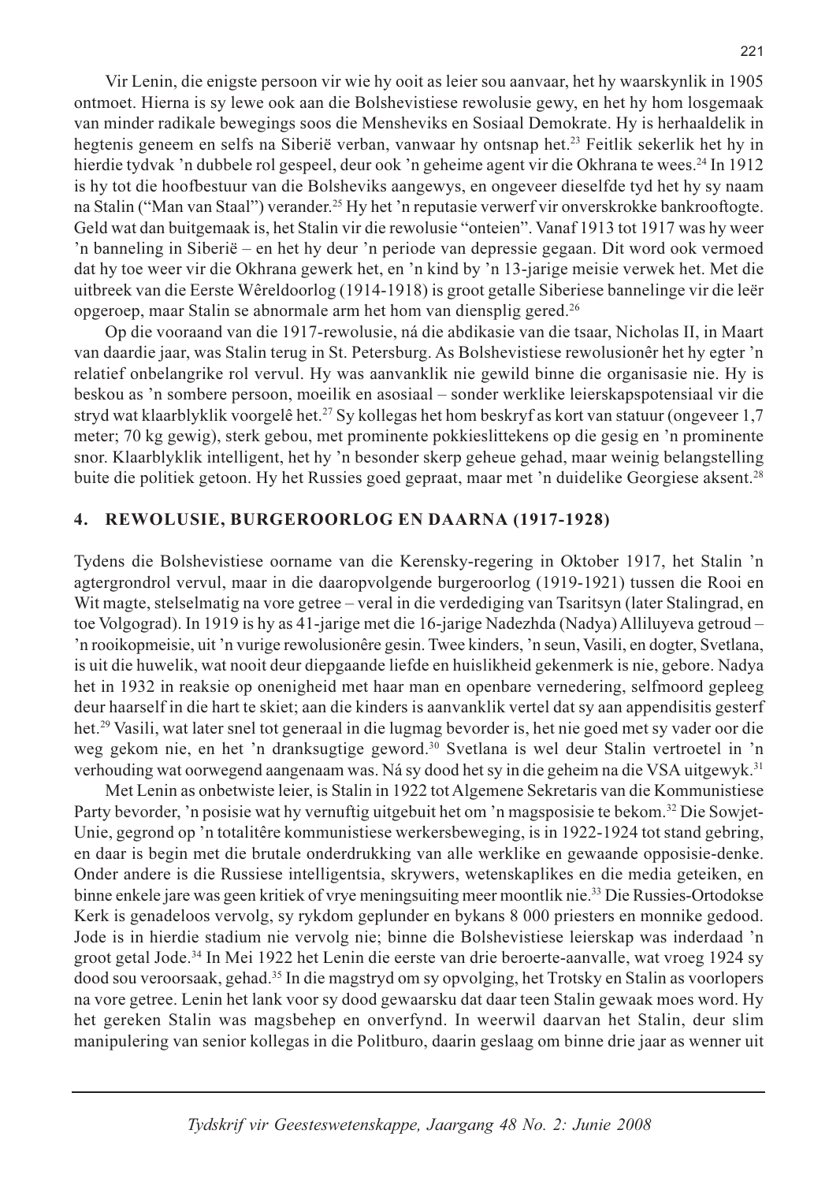Vir Lenin, die enigste persoon vir wie hy ooit as leier sou aanvaar, het hy waarskynlik in 1905 ontmoet. Hierna is sy lewe ook aan die Bolshevistiese rewolusie gewy, en het hy hom losgemaak van minder radikale bewegings soos die Mensheviks en Sosiaal Demokrate. Hy is herhaaldelik in hegtenis geneem en selfs na Siberië verban, vanwaar hy ontsnap het.[23] Feitlik sekerlik het hy in hierdie tydvak 'n dubbele rol gespeel, deur ook 'n geheime agent vir die Okhrana te wees.[24] In 1912 is hy tot die hoofbestuur van die Bolsheviks aangewys, en ongeveer dieselfde tyd het hy sy naam na Stalin ("Man van Staal") verander.[25] Hy het 'n reputasie verwerf vir onverskrokke bankrooftogte. Geld wat dan buitgemaak is, het Stalin vir die rewolusie "onteien". Vanaf 1913 tot 1917 was hy weer 'n banneling in Siberië – en het hy deur 'n periode van depressie gegaan. Dit word ook vermoed dat hy toe weer vir die Okhrana gewerk het, en 'n kind by 'n 13-jarige meisie verwek het. Met die uitbreek van die Eerste Wêreldoorlog (1914-1918) is groot getalle Siberiese bannelinge vir die leër opgeroep, maar Stalin se abnormale arm het hom van diensplig gered.[26]

Op die vooraand van die 1917-rewolusie, ná die abdikasie van die tsaar, Nicholas II, in Maart van daardie jaar, was Stalin terug in St. Petersburg. As Bolshevistiese rewolusionêr het hy egter 'n relatief onbelangrike rol vervul. Hy was aanvanklik nie gewild binne die organisasie nie. Hy is beskou as 'n sombere persoon, moeilik en asosiaal – sonder werklike leierskapspotensiaal vir die stryd wat klaarblyklik voorgelê het.[27] Sy kollegas het hom beskryf as kort van statuur (ongeveer 1,7 meter; 70 kg gewig), sterk gebou, met prominente pokkieslittekens op die gesig en 'n prominente snor. Klaarblyklik intelligent, het hy 'n besonder skerp geheue gehad, maar weinig belangstelling buite die politiek getoon. Hy het Russies goed gepraat, maar met 'n duidelike Georgiese aksent.[28]

## 4. REWOLUSIE, BURGEROORLOG EN DAARNA (1917-1928)

Tydens die Bolshevistiese oorname van die Kerensky-regering in Oktober 1917, het Stalin 'n agtergrondrol vervul, maar in die daaropvolgende burgeroorlog (1919-1921) tussen die Rooi en Wit magte, stelselmatig na vore getree – veral in die verdediging van Tsaritsyn (later Stalingrad, en toe Volgograd). In 1919 is hy as 41-jarige met die 16-jarige Nadezhda (Nadya) Alliluyeva getroud – 'n rooikopmeisie, uit 'n vurige rewolusionêre gesin. Twee kinders, 'n seun, Vasili, en dogter, Svetlana, is uit die huwelik, wat nooit deur diepgaande liefde en huislikheid gekenmerk is nie, gebore. Nadya het in 1932 in reaksie op onenigheid met haar man en openbare vernedering, selfmoord gepleeg deur haarself in die hart te skiet; aan die kinders is aanvanklik vertel dat sy aan appendisitis gesterf het.[29] Vasili, wat later snel tot generaal in die lugmag bevorder is, het nie goed met sy vader oor die weg gekom nie, en het 'n dranksugtige geword.[30] Svetlana is wel deur Stalin vertroetel in 'n verhouding wat oorwegend aangenaam was. Ná sy dood het sy in die geheim na die VSA uitgewyk.[31]

Met Lenin as onbetwiste leier, is Stalin in 1922 tot Algemene Sekretaris van die Kommunistiese Party bevorder, 'n posisie wat hy vernuftig uitgebuit het om 'n magsposisie te bekom.[32] Die Sowjet-Unie, gegrond op 'n totalitêre kommunistiese werkersbeweging, is in 1922-1924 tot stand gebring, en daar is begin met die brutale onderdrukking van alle werklike en gewaande opposisie-denke. Onder andere is die Russiese intelligentsia, skrywers, wetenskaplikes en die media geteiken, en binne enkele jare was geen kritiek of vrye meningsuiting meer moontlik nie.[33] Die Russies-Ortodokse Kerk is genadeloos vervolg, sy rykdom geplunder en bykans 8 000 priesters en monnike gedood. Jode is in hierdie stadium nie vervolg nie; binne die Bolshevistiese leierskap was inderdaad 'n groot getal Jode.[34] In Mei 1922 het Lenin die eerste van drie beroerte-aanvalle, wat vroeg 1924 sy dood sou veroorsaak, gehad.[35] In die magstryd om sy opvolging, het Trotsky en Stalin as voorlopers na vore getree. Lenin het lank voor sy dood gewaarsku dat daar teen Stalin gewaak moes word. Hy het gereken Stalin was magsbehep en onverfynd. In weerwil daarvan het Stalin, deur slim manipulering van senior kollegas in die Politburo, daarin geslaag om binne drie jaar as wenner uit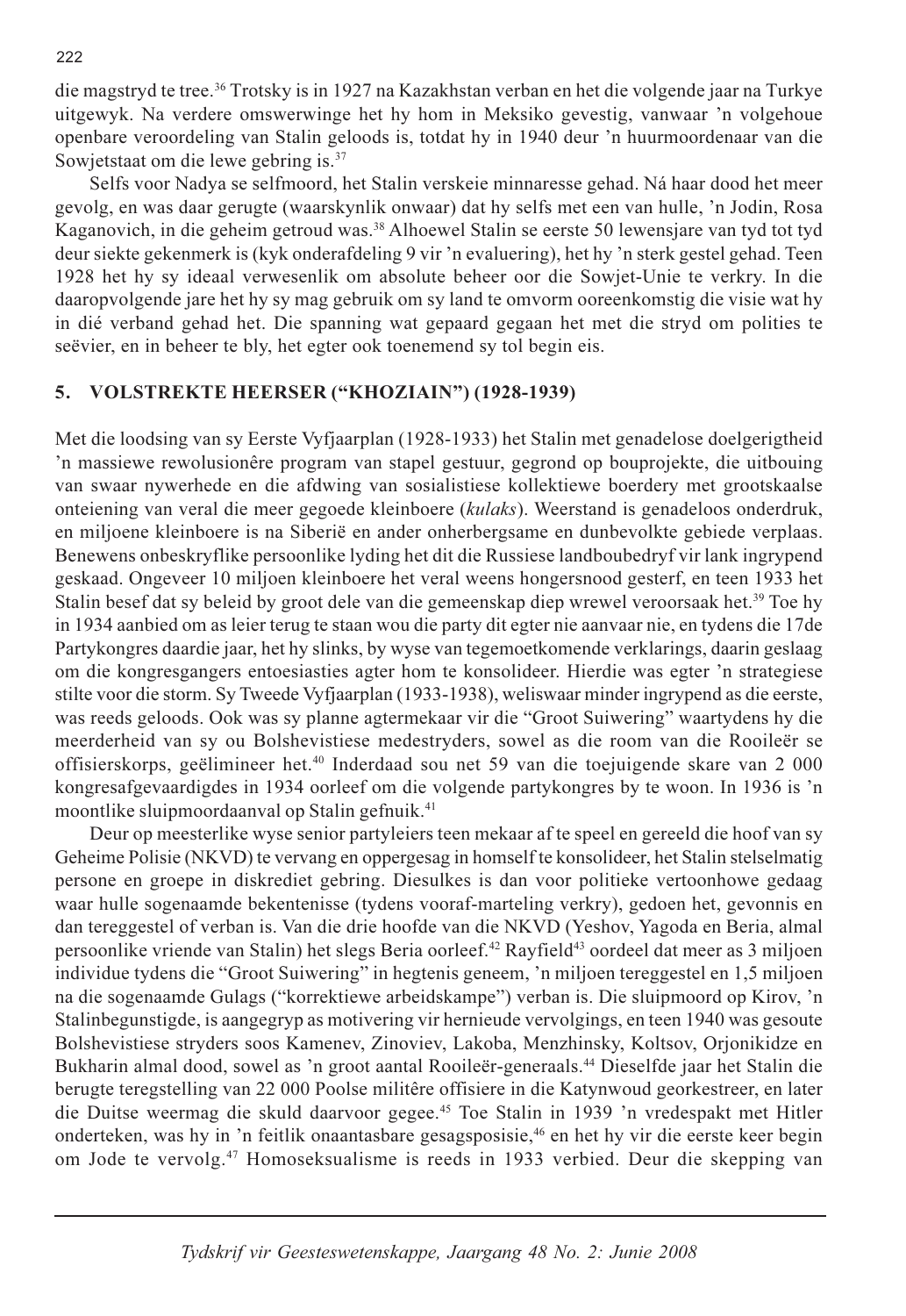die magstryd te tree.[36] Trotsky is in 1927 na Kazakhstan verban en het die volgende jaar na Turkye uitgewyk. Na verdere omswerwinge het hy hom in Meksiko gevestig, vanwaar 'n volgehoue openbare veroordeling van Stalin geloods is, totdat hy in 1940 deur 'n huurmoordenaar van die Sowjetstaat om die lewe gebring is.[37]

Selfs voor Nadya se selfmoord, het Stalin verskeie minnaresse gehad. Ná haar dood het meer gevolg, en was daar gerugte (waarskynlik onwaar) dat hy selfs met een van hulle, 'n Jodin, Rosa Kaganovich, in die geheim getroud was.[38] Alhoewel Stalin se eerste 50 lewensjare van tyd tot tyd deur siekte gekenmerk is (kyk onderafdeling 9 vir 'n evaluering), het hy 'n sterk gestel gehad. Teen 1928 het hy sy ideaal verwesenlik om absolute beheer oor die Sowjet-Unie te verkry. In die daaropvolgende jare het hy sy mag gebruik om sy land te omvorm ooreenkomstig die visie wat hy in dié verband gehad het. Die spanning wat gepaard gegaan het met die stryd om polities te seëvier, en in beheer te bly, het egter ook toenemend sy tol begin eis.

## 5. VOLSTREKTE HEERSER ("KHOZIAIN") (1928-1939)

Met die loodsing van sy Eerste Vyfjaarplan (1928-1933) het Stalin met genadelose doelgerigtheid 'n massiewe rewolusionêre program van stapel gestuur, gegrond op bouprojekte, die uitbouing van swaar nywerhede en die afdwing van sosialistiese kollektiewe boerdery met grootskaalse onteiening van veral die meer gegoede kleinboere (*kulaks*). Weerstand is genadeloos onderdruk, en miljoene kleinboere is na Siberië en ander onherbergsame en dunbevolkte gebiede verplaas. Benewens onbeskryflike persoonlike lyding het dit die Russiese landboubedryf vir lank ingrypend geskaad. Ongeveer 10 miljoen kleinboere het veral weens hongersnood gesterf, en teen 1933 het Stalin besef dat sy beleid by groot dele van die gemeenskap diep wrewel veroorsaak het.[39] Toe hy in 1934 aanbied om as leier terug te staan wou die party dit egter nie aanvaar nie, en tydens die 17de Partykongres daardie jaar, het hy slinks, by wyse van tegemoetkomende verklarings, daarin geslaag om die kongresgangers entoesiasties agter hom te konsolideer. Hierdie was egter 'n strategiese stilte voor die storm. Sy Tweede Vyfjaarplan (1933-1938), weliswaar minder ingrypend as die eerste, was reeds geloods. Ook was sy planne agtermekaar vir die "Groot Suiwering" waartydens hy die meerderheid van sy ou Bolshevistiese medestryders, sowel as die room van die Rooileër se offisierskorps, geëlimineer het.[40] Inderdaad sou net 59 van die toejuigende skare van 2 000 kongresafgevaardigdes in 1934 oorleef om die volgende partykongres by te woon. In 1936 is 'n moontlike sluipmoordaanval op Stalin gefnuik.[41]

Deur op meesterlike wyse senior partyleiers teen mekaar af te speel en gereeld die hoof van sy Geheime Polisie (NKVD) te vervang en oppergesag in homself te konsolideer, het Stalin stelselmatig persone en groepe in diskrediet gebring. Diesulkes is dan voor politieke vertoonhowe gedaag waar hulle sogenaamde bekentenisse (tydens vooraf-marteling verkry), gedoen het, gevonnis en dan tereggestel of verban is. Van die drie hoofde van die NKVD (Yeshov, Yagoda en Beria, almal persoonlike vriende van Stalin) het slegs Beria oorleef.[42] Rayfield[43] oordeel dat meer as 3 miljoen individue tydens die "Groot Suiwering" in hegtenis geneem, 'n miljoen tereggestel en 1,5 miljoen na die sogenaamde Gulags ("korrektiewe arbeidskampe") verban is. Die sluipmoord op Kirov, 'n Stalinbegunstigde, is aangegryp as motivering vir hernieude vervolgings, en teen 1940 was gesoute Bolshevistiese stryders soos Kamenev, Zinoviev, Lakoba, Menzhinsky, Koltsov, Orjonikidze en Bukharin almal dood, sowel as 'n groot aantal Rooileër-generaals.[44] Dieselfde jaar het Stalin die berugte teregstelling van 22 000 Poolse militêre offisiere in die Katynwoud georkestreer, en later die Duitse weermag die skuld daarvoor gegee.[45] Toe Stalin in 1939 'n vredespakt met Hitler onderteken, was hy in 'n feitlik onaantasbare gesagsposisie,[46] en het hy vir die eerste keer begin om Jode te vervolg.[47] Homoseksualisme is reeds in 1933 verbied. Deur die skepping van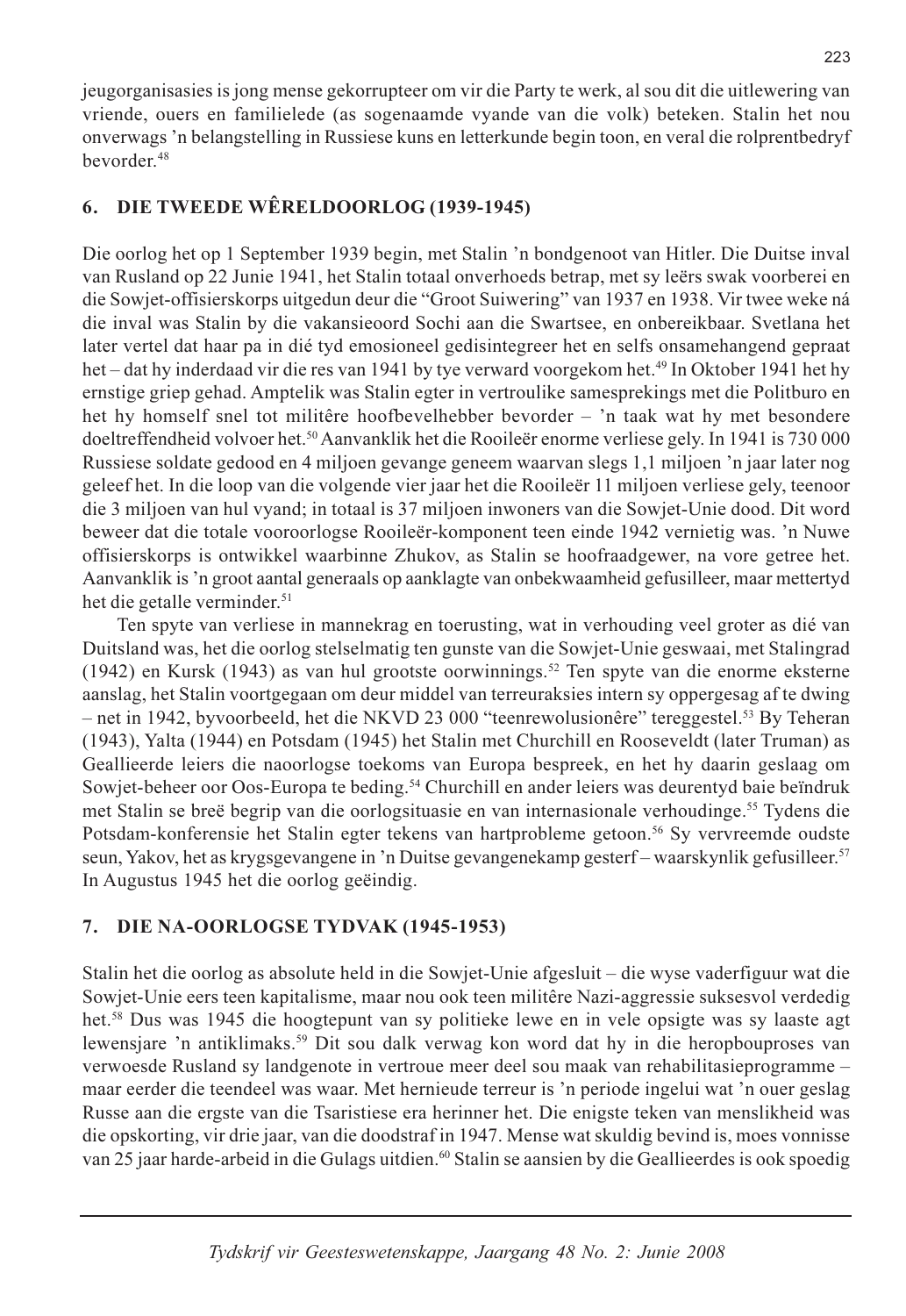jeugorganisasies is jong mense gekorrupteer om vir die Party te werk, al sou dit die uitlewering van vriende, ouers en familielede (as sogenaamde vyande van die volk) beteken. Stalin het nou onverwags 'n belangstelling in Russiese kuns en letterkunde begin toon, en veral die rolprentbedryf bevorder.[48]

## 6. DIE TWEEDE WÊRELDOORLOG (1939-1945)

Die oorlog het op 1 September 1939 begin, met Stalin 'n bondgenoot van Hitler. Die Duitse inval van Rusland op 22 Junie 1941, het Stalin totaal onverhoeds betrap, met sy leërs swak voorberei en die Sowjet-offisierskorps uitgedun deur die "Groot Suiwering" van 1937 en 1938. Vir twee weke ná die inval was Stalin by die vakansieoord Sochi aan die Swartsee, en onbereikbaar. Svetlana het later vertel dat haar pa in dié tyd emosioneel gedisintegreer het en selfs onsamehangend gepraat het – dat hy inderdaad vir die res van 1941 by tye verward voorgekom het.[49] In Oktober 1941 het hy ernstige griep gehad. Amptelik was Stalin egter in vertroulike samesprekings met die Politburo en het hy homself snel tot militêre hoofbevelhebber bevorder – 'n taak wat hy met besondere doeltreffendheid volvoer het.[50] Aanvanklik het die Rooileër enorme verliese gely. In 1941 is 730 000 Russiese soldate gedood en 4 miljoen gevange geneem waarvan slegs 1,1 miljoen 'n jaar later nog geleef het. In die loop van die volgende vier jaar het die Rooileër 11 miljoen verliese gely, teenoor die 3 miljoen van hul vyand; in totaal is 37 miljoen inwoners van die Sowjet-Unie dood. Dit word beweer dat die totale vooroorlogse Rooileër-komponent teen einde 1942 vernietig was. 'n Nuwe offisierskorps is ontwikkel waarbinne Zhukov, as Stalin se hoofraadgewer, na vore getree het. Aanvanklik is 'n groot aantal generaals op aanklagte van onbekwaamheid gefusilleer, maar mettertyd het die getalle verminder.[51]

Ten spyte van verliese in mannekrag en toerusting, wat in verhouding veel groter as dié van Duitsland was, het die oorlog stelselmatig ten gunste van die Sowjet-Unie geswaai, met Stalingrad (1942) en Kursk (1943) as van hul grootste oorwinnings.[52] Ten spyte van die enorme eksterne aanslag, het Stalin voortgegaan om deur middel van terreuraksies intern sy oppergesag af te dwing – net in 1942, byvoorbeeld, het die NKVD 23 000 "teenrewolusionêre" tereggestel.[53] By Teheran (1943), Yalta (1944) en Potsdam (1945) het Stalin met Churchill en Roosevelt (later Truman) as Geallieerde leiers die naoorlogse toekoms van Europa bespreek, en het hy daarin geslaag om Sowjet-beheer oor Oos-Europa te beding.[54] Churchill en ander leiers was deurentyd baie beïndruk met Stalin se breë begrip van die oorlogsituasie en van internasionale verhoudinge.[55] Tydens die Potsdam-konferensie het Stalin egter tekens van hartprobleme getoon.[56] Sy vervreemde oudste seun, Yakov, het as krygsgevangene in 'n Duitse gevangenekamp gesterf – waarskynlik gefusilleer.[57] In Augustus 1945 het die oorlog geëindig.

## 7. DIE NA-OORLOGSE TYDVAK (1945-1953)

Stalin het die oorlog as absolute held in die Sowjet-Unie afgesluit – die wyse vaderfiguur wat die Sowjet-Unie eers teen kapitalisme, maar nou ook teen militêre Nazi-aggressie suksesvol verdedig het.[58] Dus was 1945 die hoogtepunt van sy politieke lewe en in vele opsigte was sy laaste agt lewensjare 'n antiklimaks.[59] Dit sou dalk verwag kon word dat hy in die heropbouproses van verwoesde Rusland sy landgenote in vertroue meer deel sou maak van rehabilitasieprogramme – maar eerder die teendeel was waar. Met hernieude terreur is 'n periode ingelui wat 'n ouer geslag Russe aan die ergste van die Tsaristiese era herinner het. Die enigste teken van menslikheid was die opskorting, vir drie jaar, van die doodstraf in 1947. Mense wat skuldig bevind is, moes vonnisse van 25 jaar harde-arbeid in die Gulags uitdien.[60] Stalin se aansien by die Geallieerdes is ook spoedig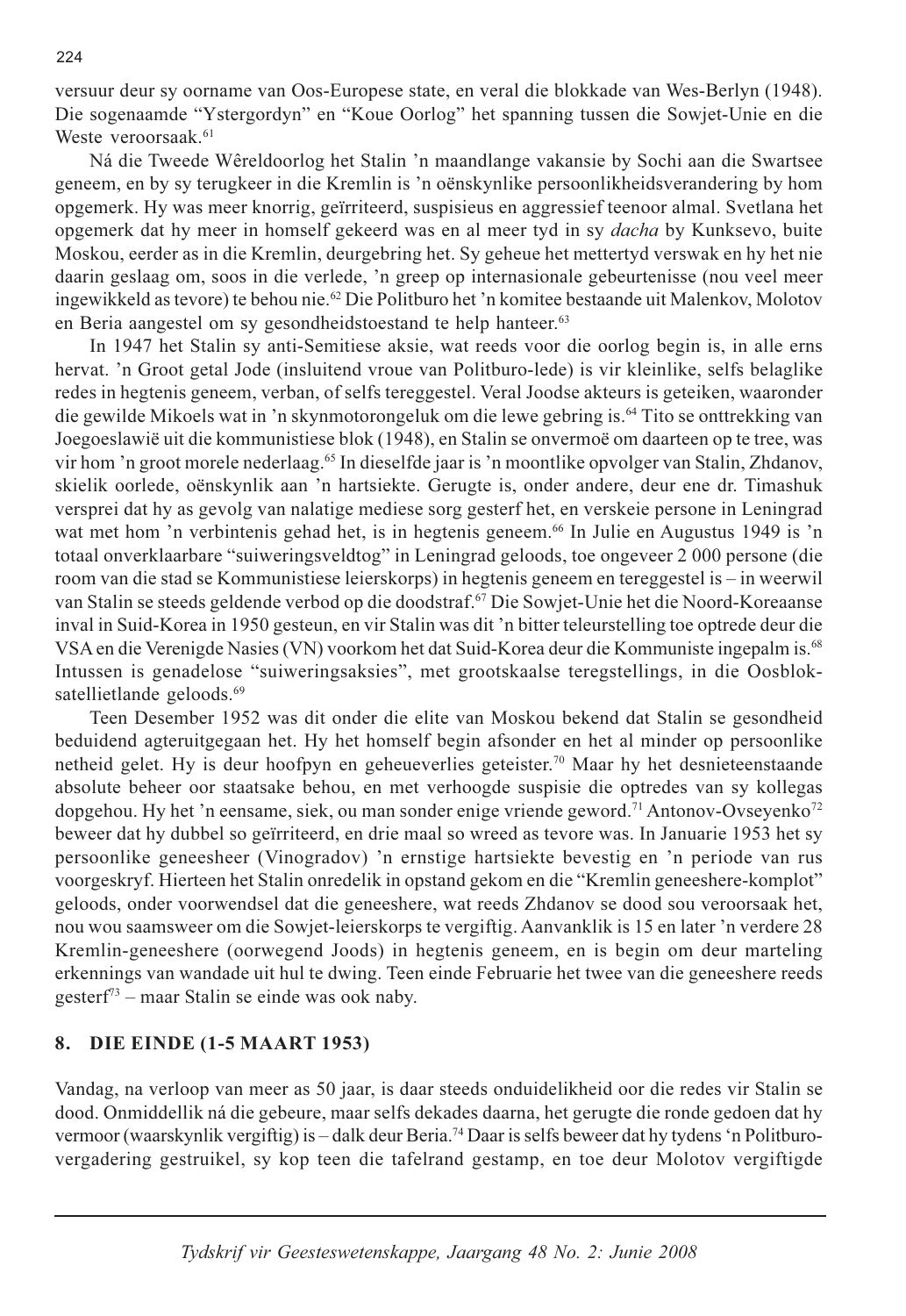versuur deur sy oorname van Oos-Europese state, en veral die blokkade van Wes-Berlyn (1948). Die sogenaamde "Ystergordyn" en "Koue Oorlog" het spanning tussen die Sowjet-Unie en die Weste veroorsaak.[61]

Ná die Tweede Wêreldoorlog het Stalin 'n maandlange vakansie by Sochi aan die Swartsee geneem, en by sy terugkeer in die Kremlin is 'n oënskynlike persoonlikheidsverandering by hom opgemerk. Hy was meer knorrig, geïrriteerd, suspisieus en aggressief teenoor almal. Svetlana het opgemerk dat hy meer in homself gekeerd was en al meer tyd in sy *dacha* by Kunksevo, buite Moskou, eerder as in die Kremlin, deurgebring het. Sy geheue het mettertyd verswak en hy het nie daarin geslaag om, soos in die verlede, 'n greep op internasionale gebeurtenisse (nou veel meer ingewikkeld as tevore) te behou nie.[62] Die Politburo het 'n komitee bestaande uit Malenkov, Molotov en Beria aangestel om sy gesondheidstoestand te help hanteer.[63]

In 1947 het Stalin sy anti-Semitiese aksie, wat reeds voor die oorlog begin is, in alle erns hervat. 'n Groot getal Jode (insluitend vroue van Politburo-lede) is vir kleinlike, selfs belaglike redes in hegtenis geneem, verban, of selfs tereggestel. Veral Joodse akteurs is geteiken, waaronder die gewilde Mikoels wat in 'n skynmotorongeluk om die lewe gebring is.[64] Tito se onttrekking van Joegoeslawië uit die kommunistiese blok (1948), en Stalin se onvermoë om daarteen op te tree, was vir hom 'n groot morele nederlaag.[65] In dieselfde jaar is 'n moontlike opvolger van Stalin, Zhdanov, skielik oorlede, oënskynlik aan 'n hartsiekte. Gerugte is, onder andere, deur ene dr. Timashuk versprei dat hy as gevolg van nalatige mediese sorg gesterf het, en verskeie persone in Leningrad wat met hom 'n verbintenis gehad het, is in hegtenis geneem.[66] In Julie en Augustus 1949 is 'n totaal onverklaarbare "suiweringsveldtog" in Leningrad geloods, toe ongeveer 2 000 persone (die room van die stad se Kommunistiese leierskorps) in hegtenis geneem en tereggestel is – in weerwil van Stalin se steeds geldende verbod op die doodstraf.[67] Die Sowjet-Unie het die Noord-Koreaanse inval in Suid-Korea in 1950 gesteun, en vir Stalin was dit 'n bitter teleurstelling toe optrede deur die VSA en die Verenigde Nasies (VN) voorkom het dat Suid-Korea deur die Kommuniste ingepalm is.[68] Intussen is genadelose "suiweringsaksies", met grootskaalse teregstellings, in die Oosblok-satellietlande geloods.[69]

Teen Desember 1952 was dit onder die elite van Moskou bekend dat Stalin se gesondheid beduidend agteruitgegaan het. Hy het homself begin afsonder en het al minder op persoonlike netheid gelet. Hy is deur hoofpyn en geheueverlies geteister.[70] Maar hy het desnieteenstaande absolute beheer oor staatsake behou, en met verhoogde suspisie die optredes van sy kollegas dopgehou. Hy het 'n eensame, siek, ou man sonder enige vriende geword.[71] Antonov-Ovseyenko[72] beweer dat hy dubbel so geïrriteerd, en drie maal so wreed as tevore was. In Januarie 1953 het sy persoonlike geneesheer (Vinogradov) 'n ernstige hartsiekte bevestig en 'n periode van rus voorgeskryf. Hierteen het Stalin onredelik in opstand gekom en die "Kremlin geneeshere-komplot" geloods, onder voorwendsel dat die geneeshere, wat reeds Zhdanov se dood sou veroorsaak het, nou wou saamsweer om die Sowjet-leierskorps te vergiftig. Aanvanklik is 15 en later 'n verdere 28 Kremlin-geneeshere (oorwegend Joods) in hegtenis geneem, en is begin om deur marteling erkennings van wandade uit hul te dwing. Teen einde Februarie het twee van die geneeshere reeds gesterf[73] – maar Stalin se einde was ook naby.

## 8. DIE EINDE (1-5 MAART 1953)

Vandag, na verloop van meer as 50 jaar, is daar steeds onduidelikheid oor die redes vir Stalin se dood. Onmiddellik ná die gebeure, maar selfs dekades daarna, het gerugte die ronde gedoen dat hy vermoor (waarskynlik vergiftig) is – dalk deur Beria.[74] Daar is selfs beweer dat hy tydens 'n Politburo-vergadering gestruikel, sy kop teen die tafelrand gestamp, en toe deur Molotov vergiftigde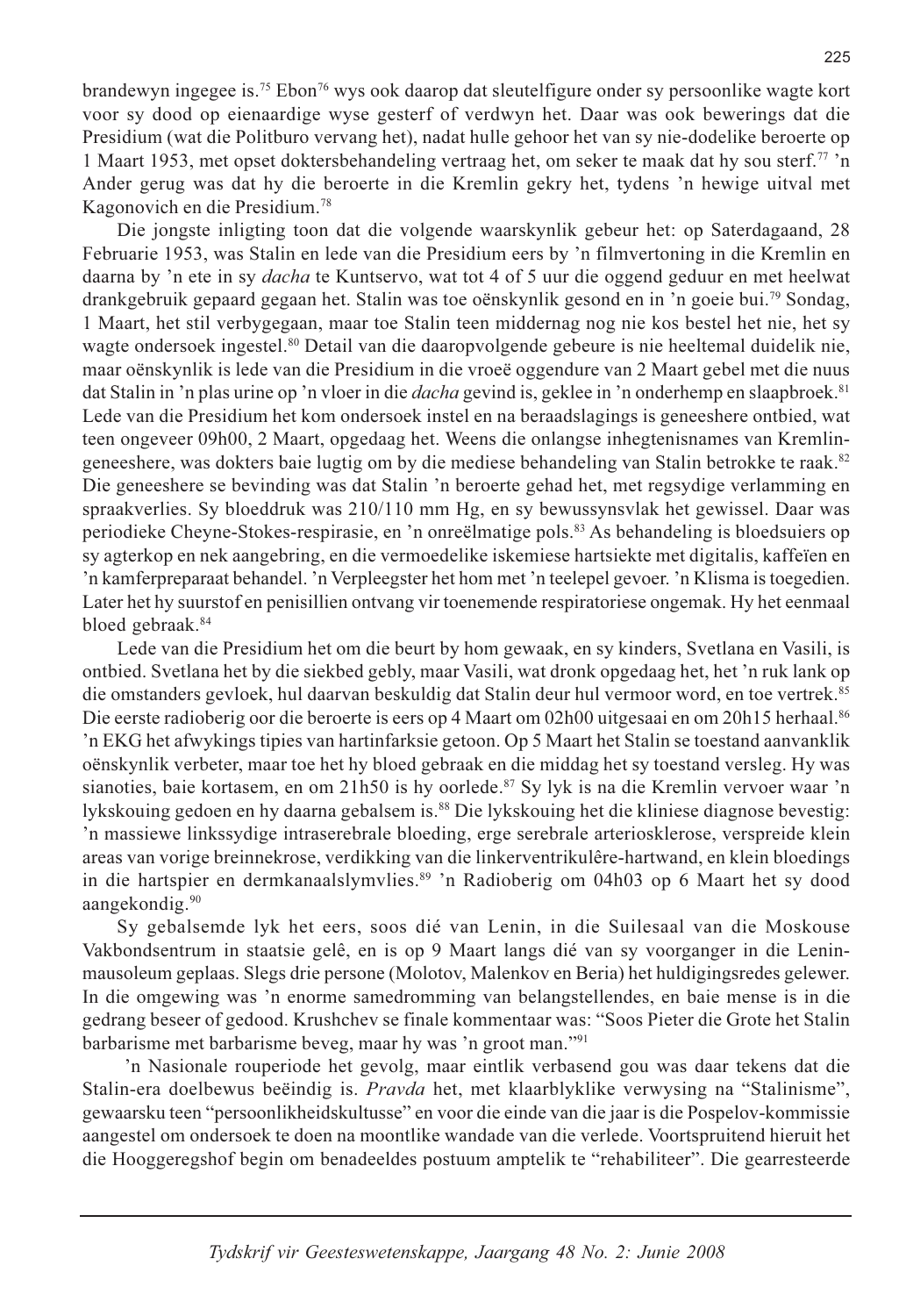brandewyn ingegee is.[75] Ebon[76] wys ook daarop dat sleutelfigure onder sy persoonlike wagte kort voor sy dood op eienaardige wyse gesterf of verdwyn het. Daar was ook bewerings dat die Presidium (wat die Politburo vervang het), nadat hulle gehoor het van sy nie-dodelike beroerte op 1 Maart 1953, met opset doktersbehandeling vertraag het, om seker te maak dat hy sou sterf.[77] 'n Ander gerug was dat hy die beroerte in die Kremlin gekry het, tydens 'n hewige uitval met Kagonovich en die Presidium.[78]

Die jongste inligting toon dat die volgende waarskynlik gebeur het: op Saterdagaand, 28 Februarie 1953, was Stalin en lede van die Presidium eers by 'n filmvertoning in die Kremlin en daarna by 'n ete in sy *dacha* te Kuntservo, wat tot 4 of 5 uur die oggend geduur en met heelwat drankgebruik gepaard gegaan het. Stalin was toe oënskynlik gesond en in 'n goeie bui.[79] Sondag, 1 Maart, het stil verbygegaan, maar toe Stalin teen middernag nog nie kos bestel het nie, het sy wagte ondersoek ingestel.[80] Detail van die daaropvolgende gebeure is nie heeltemal duidelik nie, maar oënskynlik is lede van die Presidium in die vroeë oggendure van 2 Maart gebel met die nuus dat Stalin in 'n plas urine op 'n vloer in die *dacha* gevind is, geklee in 'n onderhemp en slaapbroek.[81] Lede van die Presidium het kom ondersoek instel en na beraadslagings is geneeshere ontbied, wat teen ongeveer 09h00, 2 Maart, opgedaag het. Weens die onlangse inhegtenisnames van Kremlin-geneeshere, was dokters baie lugtig om by die mediese behandeling van Stalin betrokke te raak.[82] Die geneeshere se bevinding was dat Stalin 'n beroerte gehad het, met regsydige verlamming en spraakverlies. Sy bloeddruk was 210/110 mm Hg, en sy bewussynsvlak het gewissel. Daar was periodieke Cheyne-Stokes-respirasie, en 'n onreëlmatige pols.[83] As behandeling is bloedsuiers op sy agterkop en nek aangebring, en die vermoedelike iskemiese hartsiekte met digitalis, kaffeïen en 'n kamferpreparaat behandel. 'n Verpleegster het hom met 'n teelepel gevoer. 'n Klisma is toegedien. Later het hy suurstof en penisillien ontvang vir toenemende respiratoriese ongemak. Hy het eenmaal bloed gebraak.[84]

Lede van die Presidium het om die beurt by hom gewaak, en sy kinders, Svetlana en Vasili, is ontbied. Svetlana het by die siekbed gebly, maar Vasili, wat dronk opgedaag het, het 'n ruk lank op die omstanders gevloek, hul daarvan beskuldig dat Stalin deur hul vermoor word, en toe vertrek.[85] Die eerste radioberig oor die beroerte is eers op 4 Maart om 02h00 uitgesaai en om 20h15 herhaal.[86] 'n EKG het afwykings tipies van hartinfarksie getoon. Op 5 Maart het Stalin se toestand aanvanklik oënskynlik verbeter, maar toe het hy bloed gebraak en die middag het sy toestand versleg. Hy was sianoties, baie kortasem, en om 21h50 is hy oorlede.[87] Sy lyk is na die Kremlin vervoer waar 'n lykskouing gedoen en hy daarna gebalsem is.[88] Die lykskouing het die kliniese diagnose bevestig: 'n massiewe linkssydige intraserebrale bloeding, erge serebrale arteriosklerose, verspreide klein areas van vorige breinnekrose, verdikking van die linkerventrikulêre-hartwand, en klein bloedings in die hartspier en dermkanaalslymvlies.[89] 'n Radioberig om 04h03 op 6 Maart het sy dood aangekondig.[90]

Sy gebalsemde lyk het eers, soos dié van Lenin, in die Suilesaal van die Moskouse Vakbondsentrum in staatsie gelê, en is op 9 Maart langs dié van sy voorganger in die Lenin-mausoleum geplaas. Slegs drie persone (Molotov, Malenkov en Beria) het huldigingsredes gelewer. In die omgewing was 'n enorme samedromming van belangstellendes, en baie mense is in die gedrang beseer of gedood. Krushchev se finale kommentaar was: "Soos Pieter die Grote het Stalin barbarisme met barbarisme beveg, maar hy was 'n groot man."[91]

'n Nasionale rouperiode het gevolg, maar eintlik verbasend gou was daar tekens dat die Stalin-era doelbewus beëindig is. *Pravda* het, met klaarblyklike verwysing na "Stalinisme", gewaarsku teen "persoonlikheidskultusse" en voor die einde van die jaar is die Pospelov-kommissie aangestel om ondersoek te doen na moontlike wandade van die verlede. Voortspruitend hieruit het die Hooggeregshof begin om benadeeldes postuum amptelik te "rehabiliteer". Die gearresteerde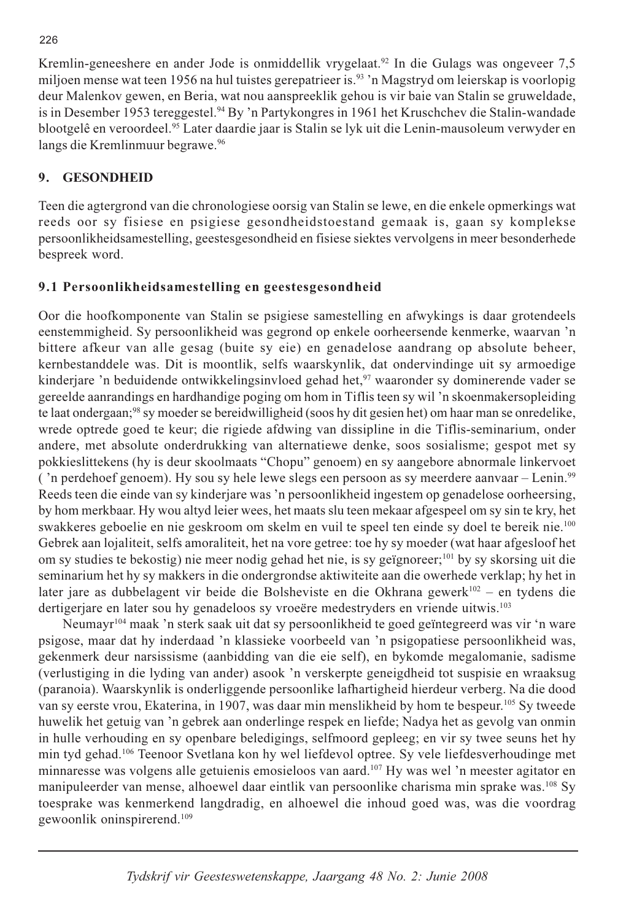Kremlin-geneeshere en ander Jode is onmiddellik vrygelaat.[92] In die Gulags was ongeveer 7,5 miljoen mense wat teen 1956 na hul tuistes gerepatrieer is.[93] 'n Magstryd om leierskap is voorlopig deur Malenkov gewen, en Beria, wat nou aanspreeklik gehou is vir baie van Stalin se gruweldade, is in Desember 1953 tereggestel.[94] By 'n Partykongres in 1961 het Kruschchev die Stalin-wandade blootgelê en veroordeel.[95] Later daardie jaar is Stalin se lyk uit die Lenin-mausoleum verwyder en langs die Kremlinmuur begrawe.[96]

## 9. GESONDHEID

Teen die agtergrond van die chronologiese oorsig van Stalin se lewe, en die enkele opmerkings wat reeds oor sy fisiese en psigiese gesondheidstoestand gemaak is, gaan sy komplekse persoonlikheidsamestelling, geestesgesondheid en fisiese siektes vervolgens in meer besonderhede bespreek word.

### 9.1 Persoonlikheidsamestelling en geestesgesondheid

Oor die hoofkomponente van Stalin se psigiese samestelling en afwykings is daar grotendeels eenstemmigheid. Sy persoonlikheid was gegrond op enkele oorheersende kenmerke, waarvan 'n bittere afkeur van alle gesag (buite sy eie) en genadelose aandrang op absolute beheer, kernbestanddele was. Dit is moontlik, selfs waarskynlik, dat ondervindinge uit sy armoedige kinderjare 'n beduidende ontwikkelingsinvloed gehad het,[97] waaronder sy dominerende vader se gereelde aanrandings en hardhandige poging om hom in Tiflis teen sy wil 'n skoenmakersopleiding te laat ondergaan;[98] sy moeder se bereidwilligheid (soos hy dit gesien het) om haar man se onredelike, wrede optrede goed te keur; die rigiede afdwing van dissipline in die Tiflis-seminarium, onder andere, met absolute onderdrukking van alternatiewe denke, soos sosialisme; gespot met sy pokkieslittekens (hy is deur skoolmaats "Chopu" genoem) en sy aangebore abnormale linkervoet ('n perdehoef genoem). Hy sou sy hele lewe slegs een persoon as sy meerdere aanvaar – Lenin.[99] Reeds teen die einde van sy kinderjare was 'n persoonlikheid ingestem op genadelose oorheersing, by hom merkbaar. Hy wou altyd leier wees, het maats slu teen mekaar afgespeel om sy sin te kry, het swakkeres geboelie en nie geskroom om skelm en vuil te speel ten einde sy doel te bereik nie.[100] Gebrek aan lojaliteit, selfs amoraliteit, het na vore getree: toe hy sy moeder (wat haar afgesloof het om sy studies te bekostig) nie meer nodig gehad het nie, is sy geïgnoreer;[101] by sy skorsing uit die seminarium het hy sy makkers in die ondergrondse aktiwiteite aan die owerhede verklap; hy het in later jare as dubbelagent vir beide die Bolsheviste en die Okhrana gewerk[102] – en tydens die dertigerjare en later sou hy genadeloos sy vroeëre medestryders en vriende uitwis.[103]

Neumayr[104] maak 'n sterk saak uit dat sy persoonlikheid te goed geïntegreerd was vir 'n ware psigose, maar dat hy inderdaad 'n klassieke voorbeeld van 'n psigopatiese persoonlikheid was, gekenmerk deur narsissisme (aanbidding van die eie self), en bykomde megalomanie, sadisme (verlustiging in die lyding van ander) asook 'n verskerpte geneigdheid tot suspisie en wraaksug (paranoia). Waarskynlik is onderliggende persoonlike lafhartigheid hierdeur verberg. Na die dood van sy eerste vrou, Ekaterina, in 1907, was daar min menslikheid by hom te bespeur.[105] Sy tweede huwelik het getuig van 'n gebrek aan onderlinge respek en liefde; Nadya het as gevolg van onmin in hulle verhouding en sy openbare beledigings, selfmoord gepleeg; en vir sy twee seuns het hy min tyd gehad.[106] Teenoor Svetlana kon hy wel liefdevol optree. Sy vele liefdesverhoudinge met minnaresse was volgens alle getuienis emosieloos van aard.[107] Hy was wel 'n meester agitator en manipuleerder van mense, alhoewel daar eintlik van persoonlike charisma min sprake was.[108] Sy toesprake was kenmerkend langdradig, en alhoewel die inhoud goed was, was die voordrag gewoonlik oninspirerend.[109]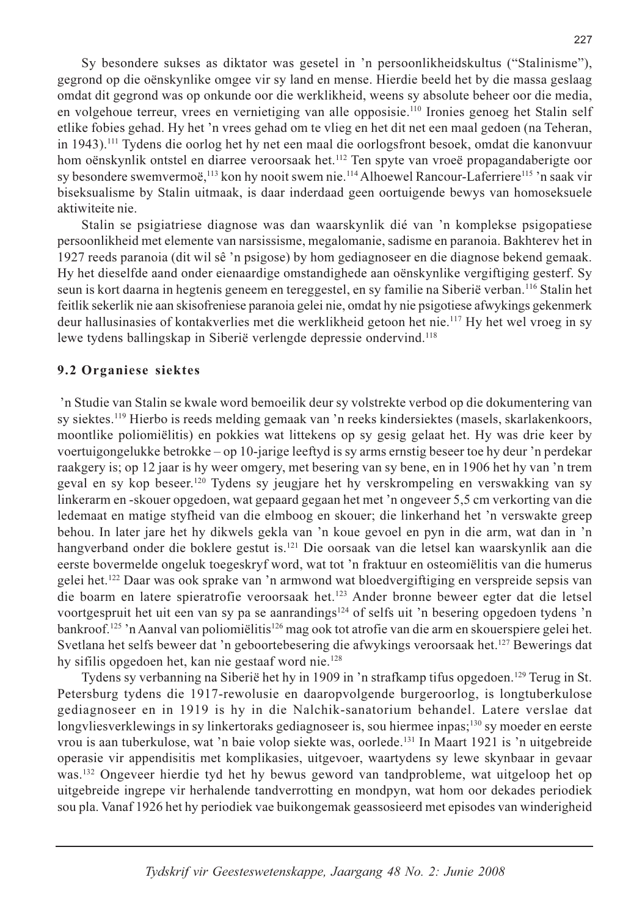Sy besondere sukses as diktator was gesetel in 'n persoonlikheidskultus ("Stalinisme"), gegrond op die oënskynlike omgee vir sy land en mense. Hierdie beeld het by die massa geslaag omdat dit gegrond was op onkunde oor die werklikheid, weens sy absolute beheer oor die media, en volgehoue terreur, vrees en vernietiging van alle opposisie.[110] Ironies genoeg het Stalin self etlike fobies gehad. Hy het 'n vrees gehad om te vlieg en het dit net een maal gedoen (na Teheran, in 1943).[111] Tydens die oorlog het hy net een maal die oorlogsfront besoek, omdat die kanonvuur hom oënskynlik ontstel en diarree veroorsaak het.[112] Ten spyte van vroeë propagandaberigte oor sy besondere swemvermoë,[113] kon hy nooit swem nie.[114] Alhoewel Rancour-Laferriere[115] 'n saak vir biseksualisme by Stalin uitmaak, is daar inderdaad geen oortuigende bewys van homoseksuele aktiwiteite nie.

Stalin se psigiatriese diagnose was dan waarskynlik dié van 'n komplekse psigopatiese persoonlikheid met elemente van narsissisme, megalomanie, sadisme en paranoia. Bakhterev het in 1927 reeds paranoia (dit wil sê 'n psigose) by hom gediagnoseer en die diagnose bekend gemaak. Hy het dieselfde aand onder eienaardige omstandighede aan oënskynlike vergiftiging gesterf. Sy seun is kort daarna in hegtenis geneem en tereggestel, en sy familie na Siberië verban.[116] Stalin het feitlik sekerlik nie aan skisofreniese paranoia gelei nie, omdat hy nie psigotiese afwykings gekenmerk deur hallusinasies of kontakverlies met die werklikheid getoon het nie.[117] Hy het wel vroeg in sy lewe tydens ballingskap in Siberië verlengde depressie ondervind.[118]

### 9.2 Organiese siektes

'n Studie van Stalin se kwale word bemoeilik deur sy volstrekte verbod op die dokumentering van sy siektes.[119] Hierbo is reeds melding gemaak van 'n reeks kindersiektes (masels, skarlakenkoors, moontlike poliomiëlitis) en pokkies wat littekens op sy gesig gelaat het. Hy was drie keer by voertuigongelukke betrokke – op 10-jarige leeftyd is sy arms ernstig beseer toe hy deur 'n perdekar raakgery is; op 12 jaar is hy weer omgery, met besering van sy bene, en in 1906 het hy van 'n trem geval en sy kop beseer.[120] Tydens sy jeugjare het hy verskrompeling en verswakking van sy linkerarm en -skouer opgedoen, wat gepaard gegaan het met 'n ongeveer 5,5 cm verkorting van die ledemaat en matige styfheid van die elmboog en skouer; die linkerhand het 'n verswakte greep behou. In later jare het hy dikwels gekla van 'n koue gevoel en pyn in die arm, wat dan in 'n hangverband onder die boklere gestut is.[121] Die oorsaak van die letsel kan waarskynlik aan die eerste bovermelde ongeluk toegeskryf word, wat tot 'n fraktuur en osteomiëlitis van die humerus gelei het.[122] Daar was ook sprake van 'n armwond wat bloedvergiftiging en verspreide sepsis van die boarm en latere spieratrofie veroorsaak het.[123] Ander bronne beweer egter dat die letsel voortgespruit het uit een van sy pa se aanrandings[124] of selfs uit 'n besering opgedoen tydens 'n bankroof.[125] 'n Aanval van poliomiëlitis[126] mag ook tot atrofie van die arm en skouerspiere gelei het. Svetlana het selfs beweer dat 'n geboortebesering die afwykings veroorsaak het.[127] Bewerings dat hy sifilis opgedoen het, kan nie gestaaf word nie.[128]

Tydens sy verbanning na Siberië het hy in 1909 in 'n strafkamp tifus opgedoen.[129] Terug in St. Petersburg tydens die 1917-rewolusie en daaropvolgende burgeroorlog, is longtuberkulose gediagnoseer en in 1919 is hy in die Nalchik-sanatorium behandel. Latere verslae dat longvliesverklewings in sy linkertoraks gediagnoseer is, sou hiermee inpas;[130] sy moeder en eerste vrou is aan tuberkulose, wat 'n baie volop siekte was, oorlede.[131] In Maart 1921 is 'n uitgebreide operasie vir appendisitis met komplikasies, uitgevoer, waartydens sy lewe skynbaar in gevaar was.[132] Ongeveer hierdie tyd het hy bewus geword van tandprobleme, wat uitgeloop het op uitgebreide ingrepe vir herhalende tandverrotting en mondpyn, wat hom oor dekades periodiek sou pla. Vanaf 1926 het hy periodiek vae buikongemak geassosieerd met episodes van winderigheid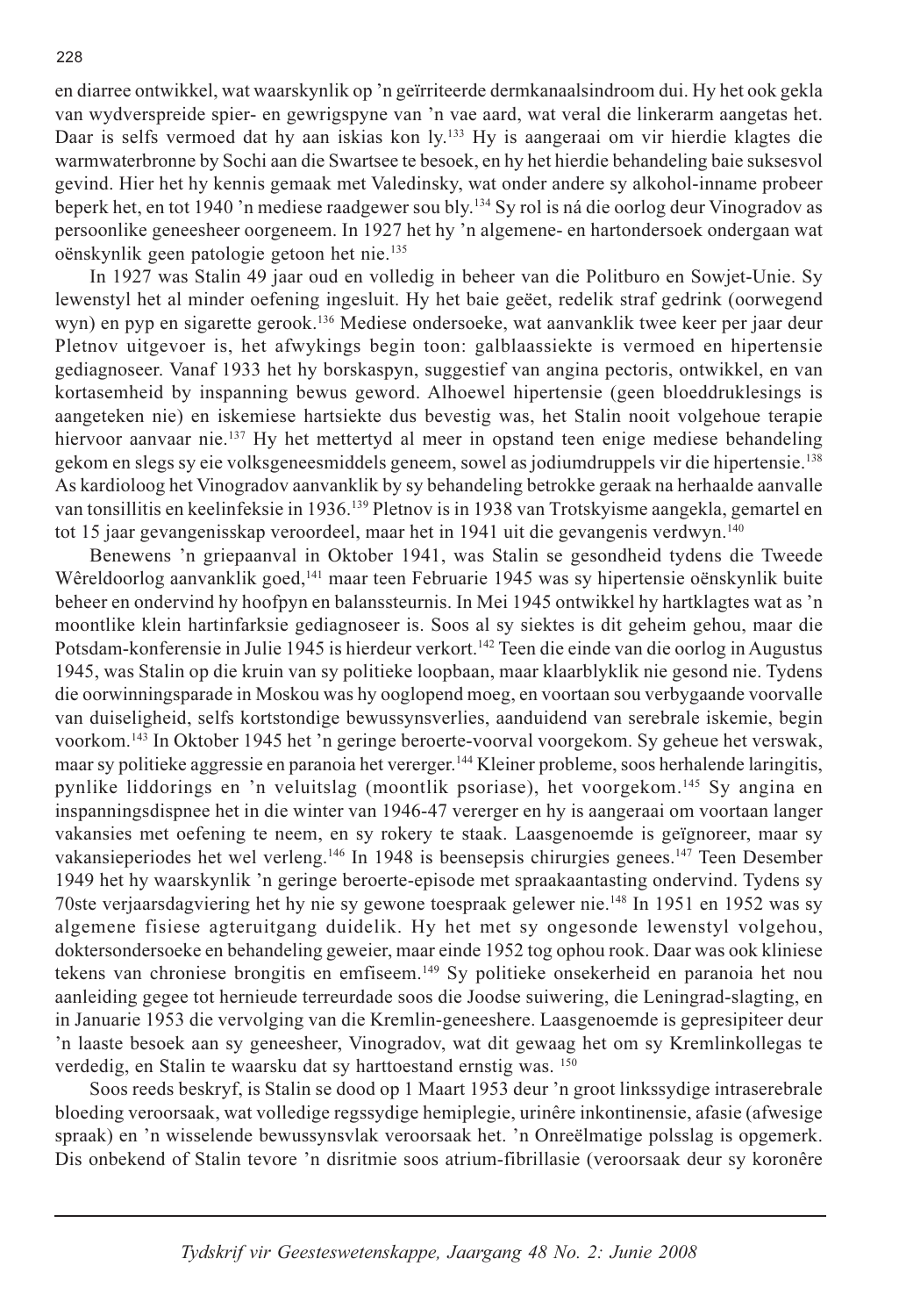en diarree ontwikkel, wat waarskynlik op 'n geïrriteerde dermkanaalsindroom dui. Hy het ook gekla van wydverspreide spier- en gewrigspyne van 'n vae aard, wat veral die linkerarm aangetas het. Daar is selfs vermoed dat hy aan iskias kon ly.[133] Hy is aangeraai om vir hierdie klagtes die warmwaterbronne by Sochi aan die Swartsee te besoek, en hy het hierdie behandeling baie suksesvol gevind. Hier het hy kennis gemaak met Valedinsky, wat onder andere sy alkohol-inname probeer beperk het, en tot 1940 'n mediese raadgewer sou bly.[134] Sy rol is ná die oorlog deur Vinogradov as persoonlike geneesheer oorgeneem. In 1927 het hy 'n algemene- en hartondersoek ondergaan wat oënskynlik geen patologie getoon het nie.[135]

In 1927 was Stalin 49 jaar oud en volledig in beheer van die Politburo en Sowjet-Unie. Sy lewenstyl het al minder oefening ingesluit. Hy het baie geëet, redelik straf gedrink (oorwegend wyn) en pyp en sigarette gerook.[136] Mediese ondersoeke, wat aanvanklik twee keer per jaar deur Pletnov uitgevoer is, het afwykings begin toon: galblaassiekte is vermoed en hipertensie gediagnoseer. Vanaf 1933 het hy borskaspyn, suggestief van angina pectoris, ontwikkel, en van kortasemheid by inspanning bewus geword. Alhoewel hipertensie (geen bloeddruklesings is aangeteken nie) en iskemiese hartsiekte dus bevestig was, het Stalin nooit volgehoue terapie hiervoor aanvaar nie.[137] Hy het mettertyd al meer in opstand teen enige mediese behandeling gekom en slegs sy eie volksgeneesmiddels geneem, sowel as jodiumdruppels vir die hipertensie.[138] As kardioloog het Vinogradov aanvanklik by sy behandeling betrokke geraak na herhaalde aanvalle van tonsillitis en keelinfeksie in 1936.[139] Pletnov is in 1938 van Trotskyisme aangekla, gemartel en tot 15 jaar gevangenisskap veroordeel, maar het in 1941 uit die gevangenis verdwyn.[140]

Benewens 'n griepaanval in Oktober 1941, was Stalin se gesondheid tydens die Tweede Wêreldoorlog aanvanklik goed,[141] maar teen Februarie 1945 was sy hipertensie oënskynlik buite beheer en ondervind hy hoofpyn en balanssteurnis. In Mei 1945 ontwikkel hy hartklagtes wat as 'n moontlike klein hartinfarksie gediagnoseer is. Soos al sy siektes is dit geheim gehou, maar die Potsdam-konferensie in Julie 1945 is hierdeur verkort.[142] Teen die einde van die oorlog in Augustus 1945, was Stalin op die kruin van sy politieke loopbaan, maar klaarblyklik nie gesond nie. Tydens die oorwinningsparade in Moskou was hy ooglopend moeg, en voortaan sou verbygaande voorvalle van duiseligheid, selfs kortstondige bewussynsverlies, aanduidend van serebrale iskemie, begin voorkom.[143] In Oktober 1945 het 'n geringe beroerte-voorval voorgekom. Sy geheue het verswak, maar sy politieke aggressie en paranoia het vererger.[144] Kleiner probleme, soos herhalende laringitis, pynlike liddorings en 'n veluitslag (moontlik psoriase), het voorgekom.[145] Sy angina en inspanningsdispnee het in die winter van 1946-47 vererger en hy is aangeraai om voortaan langer vakansies met oefening te neem, en sy rokery te staak. Laasgenoemde is geïgnoreer, maar sy vakansieperiodes het wel verleng.[146] In 1948 is beensepsis chirurgies genees.[147] Teen Desember 1949 het hy waarskynlik 'n geringe beroerte-episode met spraakaantasting ondervind. Tydens sy 70ste verjaarsdagviering het hy nie sy gewone toespraak gelewer nie.[148] In 1951 en 1952 was sy algemene fisiese agteruitgang duidelik. Hy het met sy ongesonde lewenstyl volgehou, doktersondersoeke en behandeling geweier, maar einde 1952 tog ophou rook. Daar was ook kliniese tekens van chroniese brongitis en emfiseem.[149] Sy politieke onsekerheid en paranoia het nou aanleiding gegee tot hernieude terreurdade soos die Joodse suiwering, die Leningrad-slagting, en in Januarie 1953 die vervolging van die Kremlin-geneeshere. Laasgenoemde is gepresipiteer deur 'n laaste besoek aan sy geneesheer, Vinogradov, wat dit gewaag het om sy Kremlinkollegas te verdedig, en Stalin te waarsku dat sy harttoestand ernstig was.[150]

Soos reeds beskryf, is Stalin se dood op 1 Maart 1953 deur 'n groot linkssydige intraserebrale bloeding veroorsaak, wat volledige regssydige hemiplegie, urinêre inkontinensie, afasie (afwesige spraak) en 'n wisselende bewussynsvlak veroorsaak het. 'n Onreëlmatige polsslag is opgemerk. Dis onbekend of Stalin tevore 'n disritmie soos atrium-fibrillasie (veroorsaak deur sy koronêre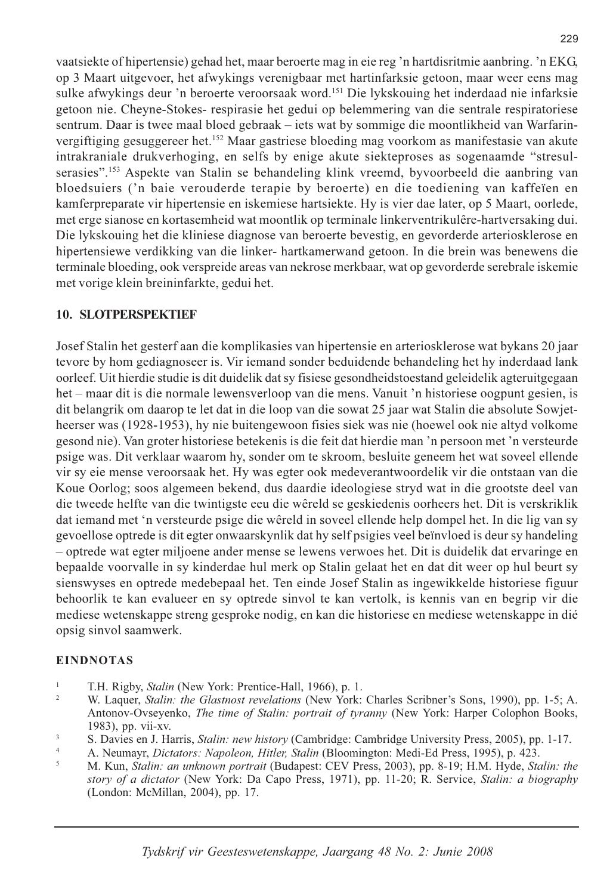vaatsiekte of hipertensie) gehad het, maar beroerte mag in eie reg 'n hartdisritmie aanbring. 'n EKG, op 3 Maart uitgevoer, het afwykings verenigbaar met hartinfarksie getoon, maar weer eens mag sulke afwykings deur 'n beroerte veroorsaak word.[151] Die lykskouing het inderdaad nie infarksie getoon nie. Cheyne-Stokes- respirasie het gedui op belemmering van die sentrale respiratoriese sentrum. Daar is twee maal bloed gebraak – iets wat by sommige die moontlikheid van Warfarin-vergiftiging gesuggereer het.[152] Maar gastriese bloeding mag voorkom as manifestasie van akute intrakraniale drukverhoging, en selfs by enige akute siekteproses as sogenaamde "stresulserasies".[153] Aspekte van Stalin se behandeling klink vreemd, byvoorbeeld die aanbring van bloedsuiers ('n baie verouderde terapie by beroerte) en die toediening van kaffeïen en kamferpreparate vir hipertensie en iskemiese hartsiekte. Hy is vier dae later, op 5 Maart, oorlede, met erge sianose en kortasemheid wat moontlik op terminale linkerventrikulêre-hartversaking dui. Die lykskouing het die kliniese diagnose van beroerte bevestig, en gevorderde arteriosklerose en hipertensiewe verdikking van die linker- hartkamerwand getoon. In die brein was benewens die terminale bloeding, ook verspreide areas van nekrose merkbaar, wat op gevorderde serebrale iskemie met vorige klein breininfarkte, gedui het.

## 10. SLOTPERSPEKTIEF

Josef Stalin het gesterf aan die komplikasies van hipertensie en arteriosklerose wat bykans 20 jaar tevore by hom gediagnoseer is. Vir iemand sonder beduidende behandeling het hy inderdaad lank oorleef. Uit hierdie studie is dit duidelik dat sy fisiese gesondheidstoestand geleidelik agteruitgegaan het – maar dit is die normale lewensverloop van die mens. Vanuit 'n historiese oogpunt gesien, is dit belangrik om daarop te let dat in die loop van die sowat 25 jaar wat Stalin die absolute Sowjet-heerser was (1928-1953), hy nie buitengewoon fisies siek was nie (hoewel ook nie altyd volkome gesond nie). Van groter historiese betekenis is die feit dat hierdie man 'n persoon met 'n versteurde psige was. Dit verklaar waarom hy, sonder om te skroom, besluite geneem het wat soveel ellende vir sy eie mense veroorsaak het. Hy was egter ook medeverantwoordelik vir die ontstaan van die Koue Oorlog; soos algemeen bekend, dus daardie ideologiese stryd wat in die grootste deel van die tweede helfte van die twintigste eeu die wêreld se geskiedenis oorheers het. Dit is verskriklik dat iemand met 'n versteurde psige die wêreld in soveel ellende help dompel het. In die lig van sy gevoellose optrede is dit egter onwaarskynlik dat hy self psigies veel beïnvloed is deur sy handeling – optrede wat egter miljoene ander mense se lewens verwoes het. Dit is duidelik dat ervaringe en bepaalde voorvalle in sy kinderdae hul merk op Stalin gelaat het en dat dit weer op hul beurt sy sienswyses en optrede medebepaal het. Ten einde Josef Stalin as ingewikkelde historiese figuur behoorlik te kan evalueer en sy optrede sinvol te kan vertolk, is kennis van en begrip vir die mediese wetenskappe streng gesproke nodig, en kan die historiese en mediese wetenskappe in dié opsig sinvol saamwerk.

### EINDNOTAS

1. T.H. Rigby, *Stalin* (New York: Prentice-Hall, 1966), p. 1.
2. W. Laquer, *Stalin: the Glastnost revelations* (New York: Charles Scribner's Sons, 1990), pp. 1-5; A. Antonov-Ovseyenko, *The time of Stalin: portrait of tyranny* (New York: Harper Colophon Books, 1983), pp. vii-xv.
3. S. Davies en J. Harris, *Stalin: new history* (Cambridge: Cambridge University Press, 2005), pp. 1-17.
4. A. Neumayr, *Dictators: Napoleon, Hitler, Stalin* (Bloomington: Medi-Ed Press, 1995), p. 423.
5. M. Kun, *Stalin: an unknown portrait* (Budapest: CEV Press, 2003), pp. 8-19; H.M. Hyde, *Stalin: the story of a dictator* (New York: Da Capo Press, 1971), pp. 11-20; R. Service, *Stalin: a biography* (London: McMillan, 2004), pp. 17.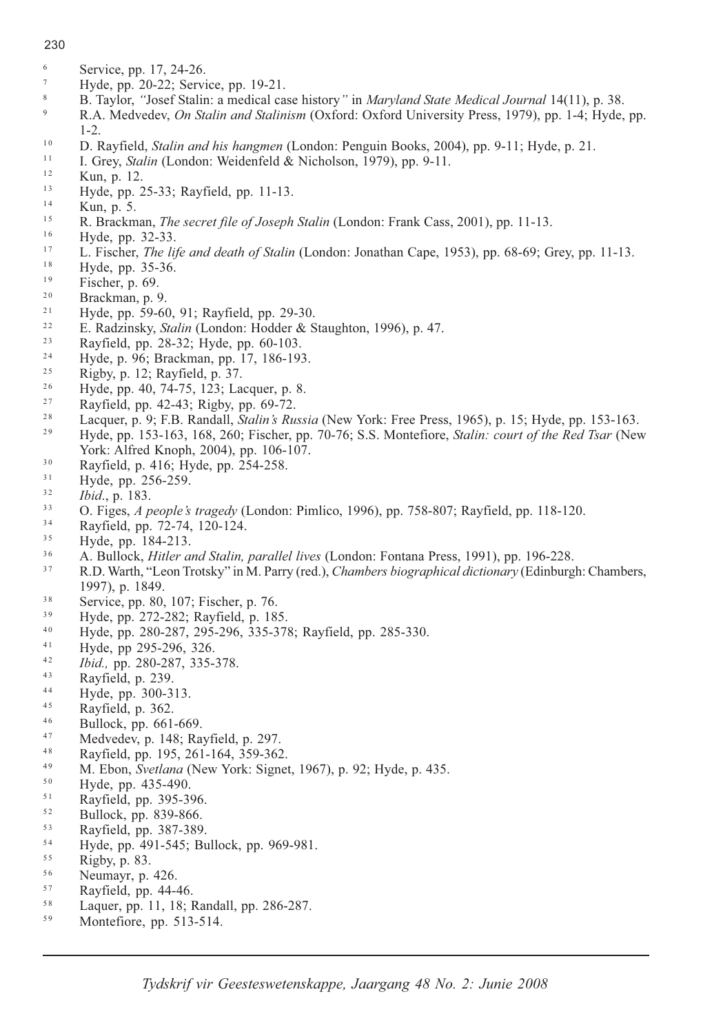6 Service, pp. 17, 24-26.

7 Hyde, pp. 20-22; Service, pp. 19-21.

8 B. Taylor, *"*Josef Stalin: a medical case history*"* in *Maryland State Medical Journal* 14(11), p. 38.

9 R.A. Medvedev, *On Stalin and Stalinism* (Oxford: Oxford University Press, 1979), pp. 1-4; Hyde, pp. 1-2.

10 D. Rayfield, *Stalin and his hangmen* (London: Penguin Books, 2004), pp. 9-11; Hyde, p. 21.

11 I. Grey, *Stalin* (London: Weidenfeld & Nicholson, 1979), pp. 9-11.

12 Kun, p. 12.

13 Hyde, pp. 25-33; Rayfield, pp. 11-13.

14 Kun, p. 5.

15 R. Brackman, *The secret file of Joseph Stalin* (London: Frank Cass, 2001), pp. 11-13.

16 Hyde, pp. 32-33.

17 L. Fischer, *The life and death of Stalin* (London: Jonathan Cape, 1953), pp. 68-69; Grey, pp. 11-13.

18 Hyde, pp. 35-36.

19 Fischer, p. 69.

20 Brackman, p. 9.

21 Hyde, pp. 59-60, 91; Rayfield, pp. 29-30.

22 E. Radzinsky, *Stalin* (London: Hodder & Staughton, 1996), p. 47.

23 Rayfield, pp. 28-32; Hyde, pp. 60-103.

24 Hyde, p. 96; Brackman, pp. 17, 186-193.

25 Rigby, p. 12; Rayfield, p. 37.

26 Hyde, pp. 40, 74-75, 123; Lacquer, p. 8.

27 Rayfield, pp. 42-43; Rigby, pp. 69-72.

28 Lacquer, p. 9; F.B. Randall, *Stalin's Russia* (New York: Free Press, 1965), p. 15; Hyde, pp. 153-163.

29 Hyde, pp. 153-163, 168, 260; Fischer, pp. 70-76; S.S. Montefiore, *Stalin: court of the Red Tsar* (New York: Alfred Knoph, 2004), pp. 106-107.

30 Rayfield, p. 416; Hyde, pp. 254-258.

31 Hyde, pp. 256-259.

32 *Ibid*., p. 183.

33 O. Figes, *A people's tragedy* (London: Pimlico, 1996), pp. 758-807; Rayfield, pp. 118-120.

34 Rayfield, pp. 72-74, 120-124.

35 Hyde, pp. 184-213.

36 A. Bullock, *Hitler and Stalin, parallel lives* (London: Fontana Press, 1991), pp. 196-228.

37 R.D. Warth, "Leon Trotsky" in M. Parry (red.), *Chambers biographical dictionary* (Edinburgh: Chambers, 1997), p. 1849.

38 Service, pp. 80, 107; Fischer, p. 76.

39 Hyde, pp. 272-282; Rayfield, p. 185.

40 Hyde, pp. 280-287, 295-296, 335-378; Rayfield, pp. 285-330.

41 Hyde, pp 295-296, 326.

42 *Ibid.,* pp. 280-287, 335-378.

43 Rayfield, p. 239.

44 Hyde, pp. 300-313.

45 Rayfield, p. 362.

46 Bullock, pp. 661-669.

47 Medvedev, p. 148; Rayfield, p. 297.

48 Rayfield, pp. 195, 261-164, 359-362.

49 M. Ebon, *Svetlana* (New York: Signet, 1967), p. 92; Hyde, p. 435.

50 Hyde, pp. 435-490.

51 Rayfield, pp. 395-396.

52 Bullock, pp. 839-866.

53 Rayfield, pp. 387-389.

54 Hyde, pp. 491-545; Bullock, pp. 969-981.

55 Rigby, p. 83.

56 Neumayr, p. 426.

57 Rayfield, pp. 44-46.

58 Laquer, pp. 11, 18; Randall, pp. 286-287.

59 Montefiore, pp. 513-514.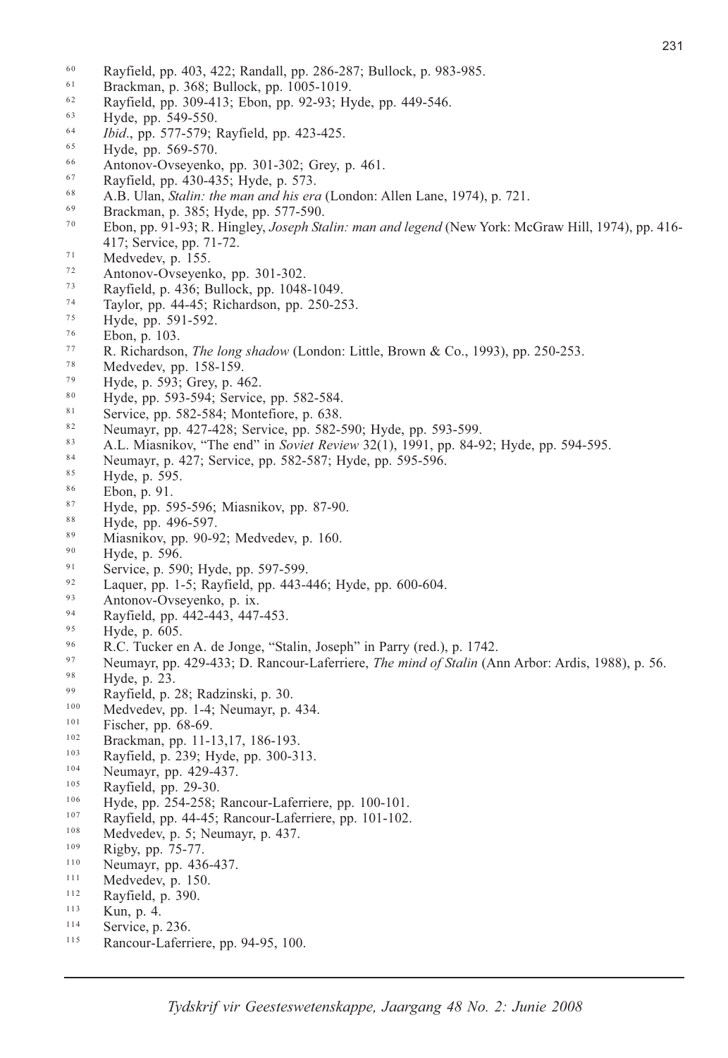[60] Rayfield, pp. 403, 422; Randall, pp. 286-287; Bullock, p. 983-985.

[61] Brackman, p. 368; Bullock, pp. 1005-1019.

[62] Rayfield, pp. 309-413; Ebon, pp. 92-93; Hyde, pp. 449-546.

[63] Hyde, pp. 549-550.

[64] *Ibid*., pp. 577-579; Rayfield, pp. 423-425.

[65] Hyde, pp. 569-570.

[66] Antonov-Ovseyenko, pp. 301-302; Grey, p. 461.

[67] Rayfield, pp. 430-435; Hyde, p. 573.

[68] A.B. Ulan, *Stalin: the man and his era* (London: Allen Lane, 1974), p. 721.

[69] Brackman, p. 385; Hyde, pp. 577-590.

[70] Ebon, pp. 91-93; R. Hingley, *Joseph Stalin: man and legend* (New York: McGraw Hill, 1974), pp. 416-417; Service, pp. 71-72.

[71] Medvedev, p. 155.

[72] Antonov-Ovseyenko, pp. 301-302.

[73] Rayfield, p. 436; Bullock, pp. 1048-1049.

[74] Taylor, pp. 44-45; Richardson, pp. 250-253.

[75] Hyde, pp. 591-592.

[76] Ebon, p. 103.

[77] R. Richardson, *The long shadow* (London: Little, Brown & Co., 1993), pp. 250-253.

[78] Medvedev, pp. 158-159.

[79] Hyde, p. 593; Grey, p. 462.

[80] Hyde, pp. 593-594; Service, pp. 582-584.

[81] Service, pp. 582-584; Montefiore, p. 638.

[82] Neumayr, pp. 427-428; Service, pp. 582-590; Hyde, pp. 593-599.

[83] A.L. Miasnikov, "The end" in *Soviet Review* 32(1), 1991, pp. 84-92; Hyde, pp. 594-595.

[84] Neumayr, p. 427; Service, pp. 582-587; Hyde, pp. 595-596.

[85] Hyde, p. 595.

[86] Ebon, p. 91.

[87] Hyde, pp. 595-596; Miasnikov, pp. 87-90.

[88] Hyde, pp. 496-597.

[89] Miasnikov, pp. 90-92; Medvedev, p. 160.

[90] Hyde, p. 596.

[91] Service, p. 590; Hyde, pp. 597-599.

[92] Laquer, pp. 1-5; Rayfield, pp. 443-446; Hyde, pp. 600-604.

[93] Antonov-Ovseyenko, p. ix.

[94] Rayfield, pp. 442-443, 447-453.

[95] Hyde, p. 605.

[96] R.C. Tucker en A. de Jonge, "Stalin, Joseph" in Parry (red.), p. 1742.

[97] Neumayr, pp. 429-433; D. Rancour-Laferriere, *The mind of Stalin* (Ann Arbor: Ardis, 1988), p. 56.

[98] Hyde, p. 23.

[99] Rayfield, p. 28; Radzinski, p. 30.

[100] Medvedev, pp. 1-4; Neumayr, p. 434.

[101] Fischer, pp. 68-69.

[102] Brackman, pp. 11-13,17, 186-193.

[103] Rayfield, p. 239; Hyde, pp. 300-313.

[104] Neumayr, pp. 429-437.

[105] Rayfield, pp. 29-30.

[106] Hyde, pp. 254-258; Rancour-Laferriere, pp. 100-101.

[107] Rayfield, pp. 44-45; Rancour-Laferriere, pp. 101-102.

[108] Medvedev, p. 5; Neumayr, p. 437.

[109] Rigby, pp. 75-77.

[110] Neumayr, pp. 436-437.

[111] Medvedev, p. 150.

[112] Rayfield, p. 390.

[113] Kun, p. 4.

[114] Service, p. 236.

[115] Rancour-Laferriere, pp. 94-95, 100.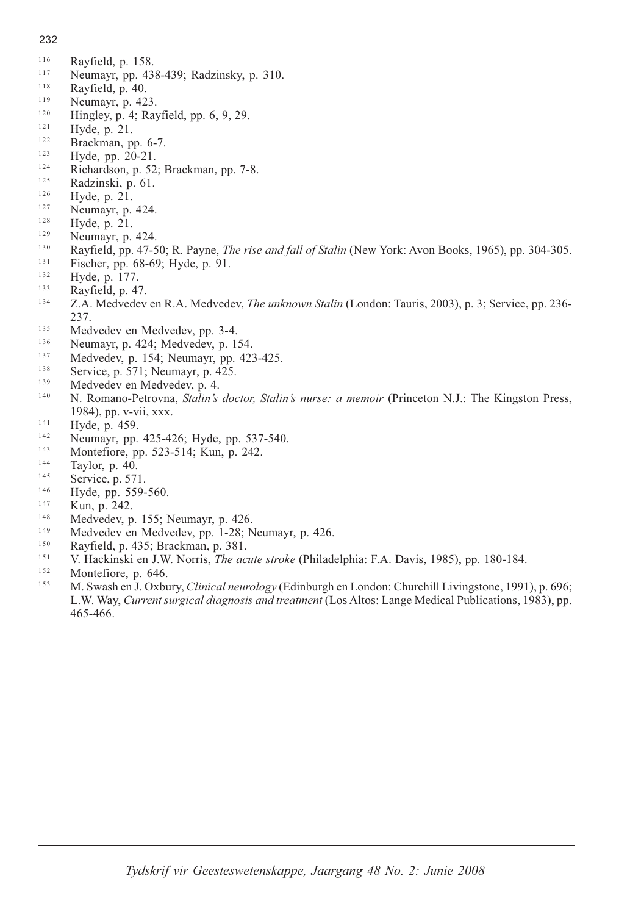[116] Rayfield, p. 158.

[117] Neumayr, pp. 438-439; Radzinsky, p. 310.

[118] Rayfield, p. 40.

[119] Neumayr, p. 423.

[120] Hingley, p. 4; Rayfield, pp. 6, 9, 29.

[121] Hyde, p. 21.

[122] Brackman, pp. 6-7.

[123] Hyde, pp. 20-21.

[124] Richardson, p. 52; Brackman, pp. 7-8.

[125] Radzinski, p. 61.

[126] Hyde, p. 21.

[127] Neumayr, p. 424.

[128] Hyde, p. 21.

[129] Neumayr, p. 424.

[130] Rayfield, pp. 47-50; R. Payne, *The rise and fall of Stalin* (New York: Avon Books, 1965), pp. 304-305.

[131] Fischer, pp. 68-69; Hyde, p. 91.

[132] Hyde, p. 177.

[133] Rayfield, p. 47.

[134] Z.A. Medvedev en R.A. Medvedev, *The unknown Stalin* (London: Tauris, 2003), p. 3; Service, pp. 236-237.

[135] Medvedev en Medvedev, pp. 3-4.

[136] Neumayr, p. 424; Medvedev, p. 154.

[137] Medvedev, p. 154; Neumayr, pp. 423-425.

[138] Service, p. 571; Neumayr, p. 425.

[139] Medvedev en Medvedev, p. 4.

[140] N. Romano-Petrovna, *Stalin's doctor, Stalin's nurse: a memoir* (Princeton N.J.: The Kingston Press, 1984), pp. v-vii, xxx.

[141] Hyde, p. 459.

[142] Neumayr, pp. 425-426; Hyde, pp. 537-540.

[143] Montefiore, pp. 523-514; Kun, p. 242.

[144] Taylor, p. 40.

[145] Service, p. 571.

[146] Hyde, pp. 559-560.

[147] Kun, p. 242.

[148] Medvedev, p. 155; Neumayr, p. 426.

[149] Medvedev en Medvedev, pp. 1-28; Neumayr, p. 426.

[150] Rayfield, p. 435; Brackman, p. 381.

[151] V. Hackinski en J.W. Norris, *The acute stroke* (Philadelphia: F.A. Davis, 1985), pp. 180-184.

[152] Montefiore, p. 646.

[153] M. Swash en J. Oxbury, *Clinical neurology* (Edinburgh en London: Churchill Livingstone, 1991), p. 696; L.W. Way, *Current surgical diagnosis and treatment* (Los Altos: Lange Medical Publications, 1983), pp. 465-466.